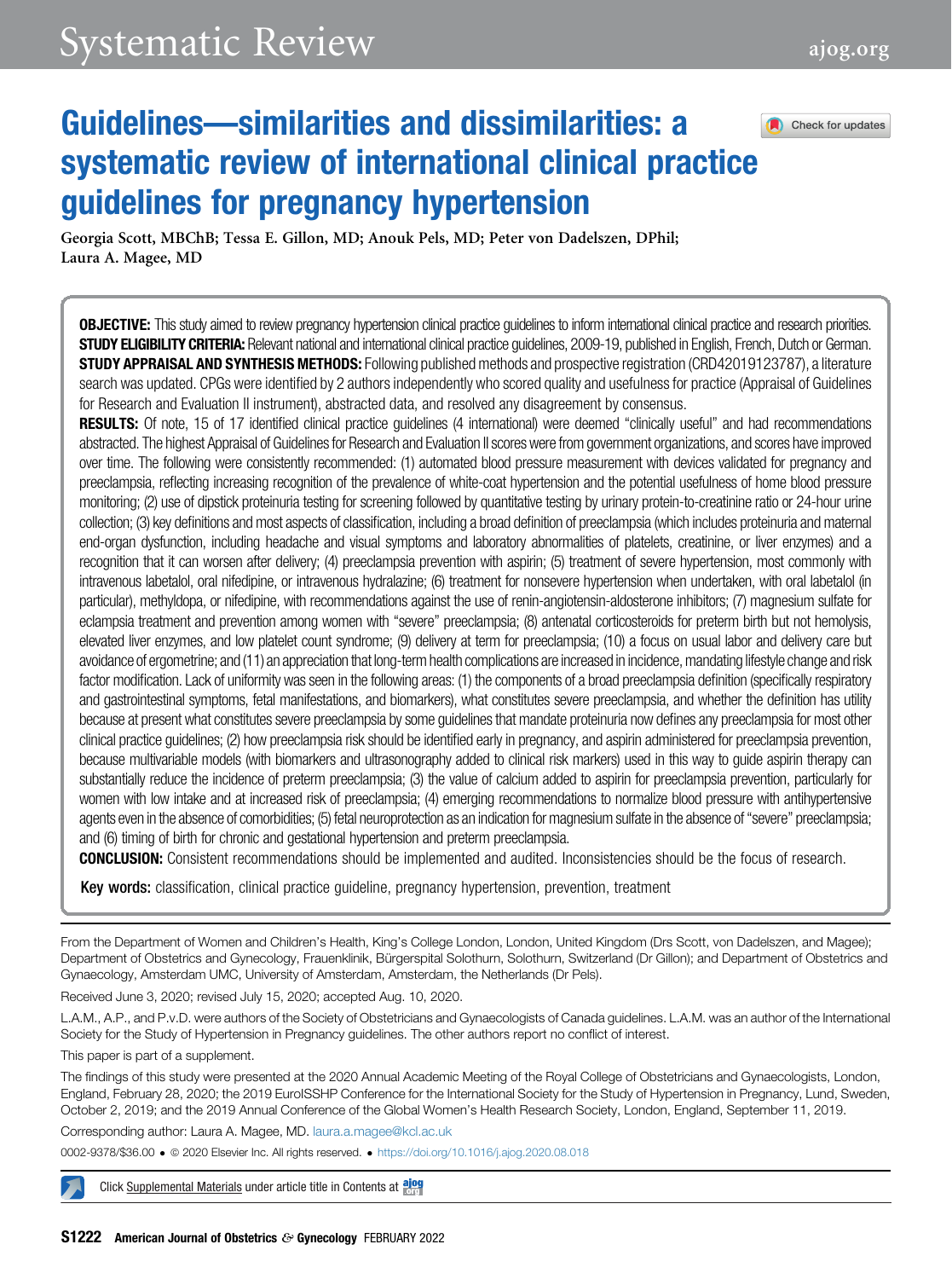# Guidelines—similarities and dissimilarities: a systematic review of international clinical practice guidelines for pregnancy hypertension

Georgia Scott, MBChB; Tessa E. Gillon, MD; Anouk Pels, MD; Peter von Dadelszen, DPhil; Laura A. Magee, MD

**OBJECTIVE:** This study aimed to review pregnancy hypertension clinical practice guidelines to inform international clinical practice and research priorities.

**STUDY ELIGIBILITY CRITERIA:** Relevant national and international clinical practice guidelines, 2009-19, published in English, French, Dutch or German.

**STUDY APPRAISAL AND SYNTHESIS METHODS:** Following published methods and prospective registration (CRD42019123787), a literature search was updated. CPGs were identified by 2 authors independently who scored quality and usefulness for practice (Appraisal of Guidelines for Research and Evaluation II instrument), abstracted data, and resolved any disagreement by consensus.

**RESULTS:** Of note, 15 of 17 identified clinical practice guidelines (4 international) were deemed "clinically useful" and had recommendations abstracted. The highest Appraisal of Guidelines for Research and Evaluation II scores were from government organizations, and scores have improved over time. The following were consistently recommended: (1) automated blood pressure measurement with devices validated for pregnancy and preeclampsia, reflecting increasing recognition of the prevalence of white-coat hypertension and the potential usefulness of home blood pressure monitoring; (2) use of dipstick proteinuria testing for screening followed by quantitative testing by urinary protein-to-creatinine ratio or 24-hour urine collection; (3) key definitions and most aspects of classification, including a broad definition of preeclampsia (which includes proteinuria and maternal end-organ dysfunction, including headache and visual symptoms and laboratory abnormalities of platelets, creatinine, or liver enzymes) and a recognition that it can worsen after delivery; (4) preeclampsia prevention with aspirin; (5) treatment of severe hypertension, most commonly with intravenous labetalol, oral nifedipine, or intravenous hydralazine; (6) treatment for nonsevere hypertension when undertaken, with oral labetalol (in particular), methyldopa, or nifedipine, with recommendations against the use of renin-angiotensin-aldosterone inhibitors; (7) magnesium sulfate for eclampsia treatment and prevention among women with "severe" preeclampsia; (8) antenatal corticosteroids for preterm birth but not hemolysis, elevated liver enzymes, and low platelet count syndrome; (9) delivery at term for preeclampsia; (10) a focus on usual labor and delivery care but avoidance of ergometrine; and (11) an appreciation that long-term health complications are increased in incidence, mandating lifestyle change and risk factor modification. Lack of uniformity was seen in the following areas: (1) the components of a broad preeclampsia definition (specifically respiratory and gastrointestinal symptoms, fetal manifestations, and biomarkers), what constitutes severe preeclampsia, and whether the definition has utility because at present what constitutes severe preeclampsia by some guidelines that mandate proteinuria now defines any preeclampsia for most other clinical practice guidelines; (2) how preeclampsia risk should be identified early in pregnancy, and aspirin administered for preeclampsia prevention, because multivariable models (with biomarkers and ultrasonography added to clinical risk markers) used in this way to guide aspirin therapy can substantially reduce the incidence of preterm preeclampsia; (3) the value of calcium added to aspirin for preeclampsia prevention, particularly for women with low intake and at increased risk of preeclampsia; (4) emerging recommendations to normalize blood pressure with antihypertensive agents even in the absence of comorbidities; (5) fetal neuroprotection as an indication for magnesium sulfate in the absence of "severe" preeclampsia; and (6) timing of birth for chronic and gestational hypertension and preterm preeclampsia.

**CONCLUSION:** Consistent recommendations should be implemented and audited. Inconsistencies should be the focus of research.

**Key words:** classification, clinical practice guideline, pregnancy hypertension, prevention, treatment

From the Department of Women and Children's Health, King's College London, London, United Kingdom (Drs Scott, von Dadelszen, and Magee); Department of Obstetrics and Gynecology, Frauenklinik, Bürgerspital Solothurn, Solothurn, Switzerland (Dr Gillon); and Department of Obstetrics and Gynaecology, Amsterdam UMC, University of Amsterdam, Amsterdam, the Netherlands (Dr Pels).

Received June 3, 2020; revised July 15, 2020; accepted Aug. 10, 2020.

L.A.M., A.P., and P.v.D. were authors of the Society of Obstetricians and Gynaecologists of Canada guidelines. L.A.M. was an author of the International Society for the Study of Hypertension in Pregnancy guidelines. The other authors report no conflict of interest.

This paper is part of a supplement.

The findings of this study were presented at the 2020 Annual Academic Meeting of the Royal College of Obstetricians and Gynaecologists, London, England, February 28, 2020; the 2019 EuroISSHP Conference for the International Society for the Study of Hypertension in Pregnancy, Lund, Sweden, October 2, 2019; and the 2019 Annual Conference of the Global Women's Health Research Society, London, England, September 11, 2019.

Corresponding author: Laura A. Magee, MD. laura.a.magee@kcl.ac.uk

0002-9378/$36.00 • © 2020 Elsevier Inc. All rights reserved. • https://doi.org/10.1016/j.ajog.2020.08.018

Click Supplemental Materials under article title in Contents at ajog.org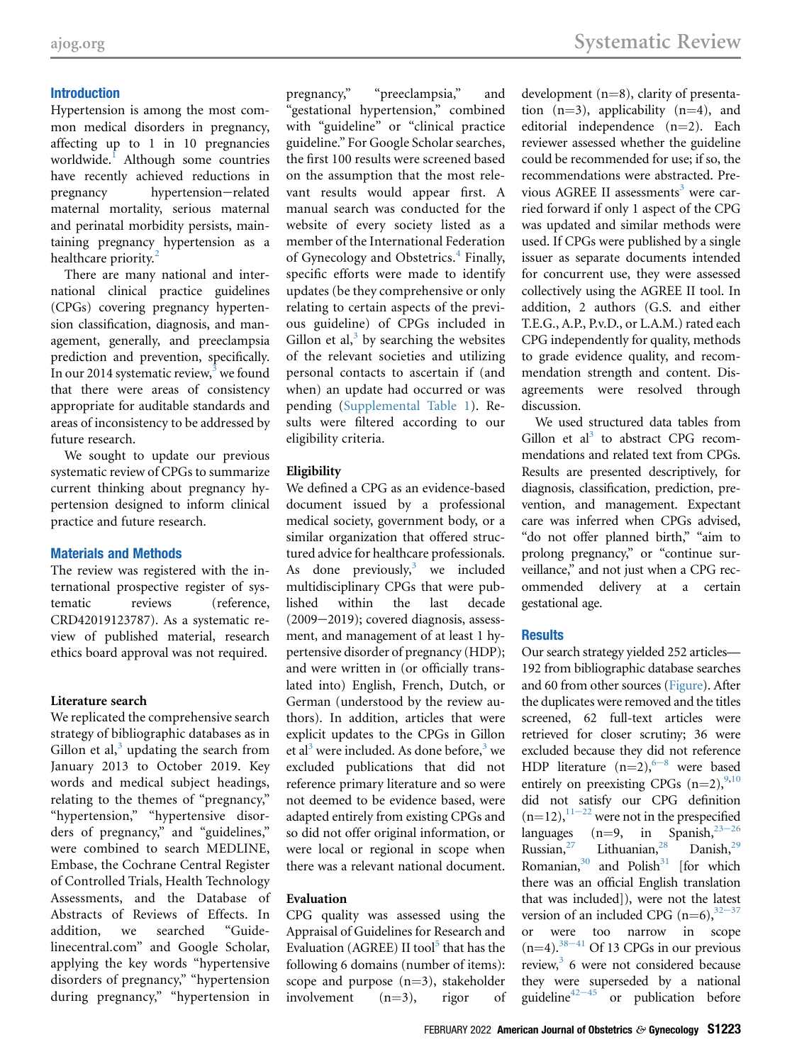## Introduction

Hypertension is among the most common medical disorders in pregnancy, affecting up to 1 in 10 pregnancies worldwide.[1] Although some countries have recently achieved reductions in pregnancy hypertension−related maternal mortality, serious maternal and perinatal morbidity persists, maintaining pregnancy hypertension as a healthcare priority.[2]

There are many national and international clinical practice guidelines (CPGs) covering pregnancy hypertension classification, diagnosis, and management, generally, and preeclampsia prediction and prevention, specifically. In our 2014 systematic review,[3] we found that there were areas of consistency appropriate for auditable standards and areas of inconsistency to be addressed by future research.

We sought to update our previous systematic review of CPGs to summarize current thinking about pregnancy hypertension designed to inform clinical practice and future research.

## Materials and Methods

The review was registered with the international prospective register of systematic reviews (reference, CRD42019123787). As a systematic review of published material, research ethics board approval was not required.

### Literature search

We replicated the comprehensive search strategy of bibliographic databases as in Gillon et al,[3] updating the search from January 2013 to October 2019. Key words and medical subject headings, relating to the themes of "pregnancy," "hypertension," "hypertensive disorders of pregnancy," and "guidelines," were combined to search MEDLINE, Embase, the Cochrane Central Register of Controlled Trials, Health Technology Assessments, and the Database of Abstracts of Reviews of Effects. In addition, we searched "Guidelinecentral.com" and Google Scholar, applying the key words "hypertensive disorders of pregnancy," "hypertension during pregnancy," "hypertension in pregnancy," "preeclampsia," and "gestational hypertension," combined with "guideline" or "clinical practice guideline." For Google Scholar searches, the first 100 results were screened based on the assumption that the most relevant results would appear first. A manual search was conducted for the website of every society listed as a member of the International Federation of Gynecology and Obstetrics.[4] Finally, specific efforts were made to identify updates (be they comprehensive or only relating to certain aspects of the previous guideline) of CPGs included in Gillon et al,[3] by searching the websites of the relevant societies and utilizing personal contacts to ascertain if (and when) an update had occurred or was pending (Supplemental Table 1). Results were filtered according to our eligibility criteria.

### Eligibility

We defined a CPG as an evidence-based document issued by a professional medical society, government body, or a similar organization that offered structured advice for healthcare professionals. As done previously,[3] we included multidisciplinary CPGs that were published within the last decade (2009−2019); covered diagnosis, assessment, and management of at least 1 hypertensive disorder of pregnancy (HDP); and were written in (or officially translated into) English, French, Dutch, or German (understood by the review authors). In addition, articles that were explicit updates to the CPGs in Gillon et al[3] were included. As done before,[3] we excluded publications that did not reference primary literature and so were not deemed to be evidence based, were adapted entirely from existing CPGs and so did not offer original information, or were local or regional in scope when there was a relevant national document.

### Evaluation

CPG quality was assessed using the Appraisal of Guidelines for Research and Evaluation (AGREE) II tool[5] that has the following 6 domains (number of items): scope and purpose (n=3), stakeholder involvement (n=3), rigor of development (n=8), clarity of presentation (n=3), applicability (n=4), and editorial independence (n=2). Each reviewer assessed whether the guideline could be recommended for use; if so, the recommendations were abstracted. Previous AGREE II assessments[3] were carried forward if only 1 aspect of the CPG was updated and similar methods were used. If CPGs were published by a single issuer as separate documents intended for concurrent use, they were assessed collectively using the AGREE II tool. In addition, 2 authors (G.S. and either T.E.G., A.P., P.v.D., or L.A.M.) rated each CPG independently for quality, methods to grade evidence quality, and recommendation strength and content. Disagreements were resolved through discussion.

We used structured data tables from Gillon et al[3] to abstract CPG recommendations and related text from CPGs. Results are presented descriptively, for diagnosis, classification, prediction, prevention, and management. Expectant care was inferred when CPGs advised, "do not offer planned birth," "aim to prolong pregnancy," or "continue surveillance," and not just when a CPG recommended delivery at a certain gestational age.

## Results

Our search strategy yielded 252 articles—192 from bibliographic database searches and 60 from other sources (Figure). After the duplicates were removed and the titles screened, 62 full-text articles were retrieved for closer scrutiny; 36 were excluded because they did not reference HDP literature (n=2),[6−8] were based entirely on preexisting CPGs (n=2),[9,10] did not satisfy our CPG definition (n=12),[11−22] were not in the prespecified languages (n=9, in Spanish,[23−26] Russian,[27] Lithuanian,[28] Danish,[29] Romanian,[30] and Polish[31] [for which there was an official English translation that was included]), were not the latest version of an included CPG (n=6),[32−37] or were too narrow in scope (n=4).[38−41] Of 13 CPGs in our previous review,[3] 6 were not considered because they were superseded by a national guideline[42−45] or publication before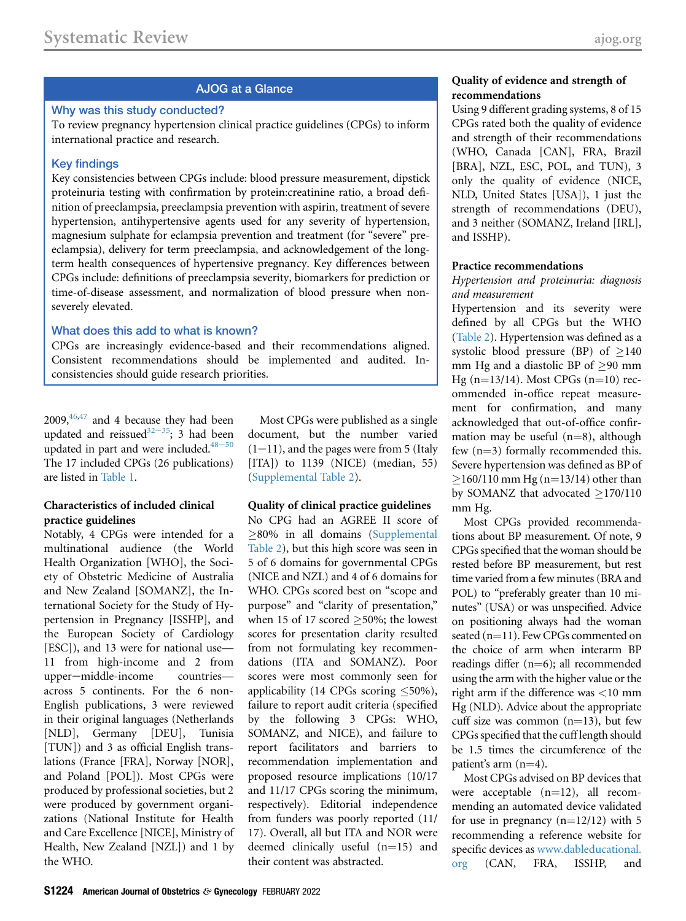## AJOG at a Glance

### Why was this study conducted?

To review pregnancy hypertension clinical practice guidelines (CPGs) to inform international practice and research.

### Key findings

Key consistencies between CPGs include: blood pressure measurement, dipstick proteinuria testing with confirmation by protein:creatinine ratio, a broad definition of preeclampsia, preeclampsia prevention with aspirin, treatment of severe hypertension, antihypertensive agents used for any severity of hypertension, magnesium sulphate for eclampsia prevention and treatment (for "severe" preeclampsia), delivery for term preeclampsia, and acknowledgement of the long-term health consequences of hypertensive pregnancy. Key differences between CPGs include: definitions of preeclampsia severity, biomarkers for prediction or time-of-disease assessment, and normalization of blood pressure when nonseverely elevated.

### What does this add to what is known?

CPGs are increasingly evidence-based and their recommendations aligned. Consistent recommendations should be implemented and audited. Inconsistencies should guide research priorities.

2009,[46,47] and 4 because they had been updated and reissued[32–35]; 3 had been updated in part and were included.[48–50] The 17 included CPGs (26 publications) are listed in Table 1.

**Characteristics of included clinical practice guidelines**

Notably, 4 CPGs were intended for a multinational audience (the World Health Organization [WHO], the Society of Obstetric Medicine of Australia and New Zealand [SOMANZ], the International Society for the Study of Hypertension in Pregnancy [ISSHP], and the European Society of Cardiology [ESC]), and 13 were for national use—11 from high-income and 2 from upper−middle-income countries—across 5 continents. For the 6 non-English publications, 3 were reviewed in their original languages (Netherlands [NLD], Germany [DEU], Tunisia [TUN]) and 3 as official English translations (France [FRA], Norway [NOR], and Poland [POL]). Most CPGs were produced by professional societies, but 2 were produced by government organizations (National Institute for Health and Care Excellence [NICE], Ministry of Health, New Zealand [NZL]) and 1 by the WHO.

Most CPGs were published as a single document, but the number varied (1−11), and the pages were from 5 (Italy [ITA]) to 1139 (NICE) (median, 55) (Supplemental Table 2).

**Quality of clinical practice guidelines**

No CPG had an AGREE II score of ≥80% in all domains (Supplemental Table 2), but this high score was seen in 5 of 6 domains for governmental CPGs (NICE and NZL) and 4 of 6 domains for WHO. CPGs scored best on "scope and purpose" and "clarity of presentation," when 15 of 17 scored ≥50%; the lowest scores for presentation clarity resulted from not formulating key recommendations (ITA and SOMANZ). Poor scores were most commonly seen for applicability (14 CPGs scoring ≤50%), failure to report audit criteria (specified by the following 3 CPGs: WHO, SOMANZ, and NICE), and failure to report facilitators and barriers to recommendation implementation and proposed resource implications (10/17 and 11/17 CPGs scoring the minimum, respectively). Editorial independence from funders was poorly reported (11/17). Overall, all but ITA and NOR were deemed clinically useful (n=15) and their content was abstracted.

**Quality of evidence and strength of recommendations**

Using 9 different grading systems, 8 of 15 CPGs rated both the quality of evidence and strength of their recommendations (WHO, Canada [CAN], FRA, Brazil [BRA], NZL, ESC, POL, and TUN), 3 only the quality of evidence (NICE, NLD, United States [USA]), 1 just the strength of recommendations (DEU), and 3 neither (SOMANZ, Ireland [IRL], and ISSHP).

**Practice recommendations**

*Hypertension and proteinuria: diagnosis and measurement*

Hypertension and its severity were defined by all CPGs but the WHO (Table 2). Hypertension was defined as a systolic blood pressure (BP) of ≥140 mm Hg and a diastolic BP of ≥90 mm Hg (n=13/14). Most CPGs (n=10) recommended in-office repeat measurement for confirmation, and many acknowledged that out-of-office confirmation may be useful (n=8), although few (n=3) formally recommended this. Severe hypertension was defined as BP of ≥160/110 mm Hg (n=13/14) other than by SOMANZ that advocated ≥170/110 mm Hg.

Most CPGs provided recommendations about BP measurement. Of note, 9 CPGs specified that the woman should be rested before BP measurement, but rest time varied from a few minutes (BRA and POL) to "preferably greater than 10 minutes" (USA) or was unspecified. Advice on positioning always had the woman seated (n=11). Few CPGs commented on the choice of arm when interarm BP readings differ (n=6); all recommended using the arm with the higher value or the right arm if the difference was <10 mm Hg (NLD). Advice about the appropriate cuff size was common (n=13), but few CPGs specified that the cuff length should be 1.5 times the circumference of the patient's arm (n=4).

Most CPGs advised on BP devices that were acceptable (n=12), all recommending an automated device validated for use in pregnancy (n=12/12) with 5 recommending a reference website for specific devices as www.dableducational.org (CAN, FRA, ISSHP, and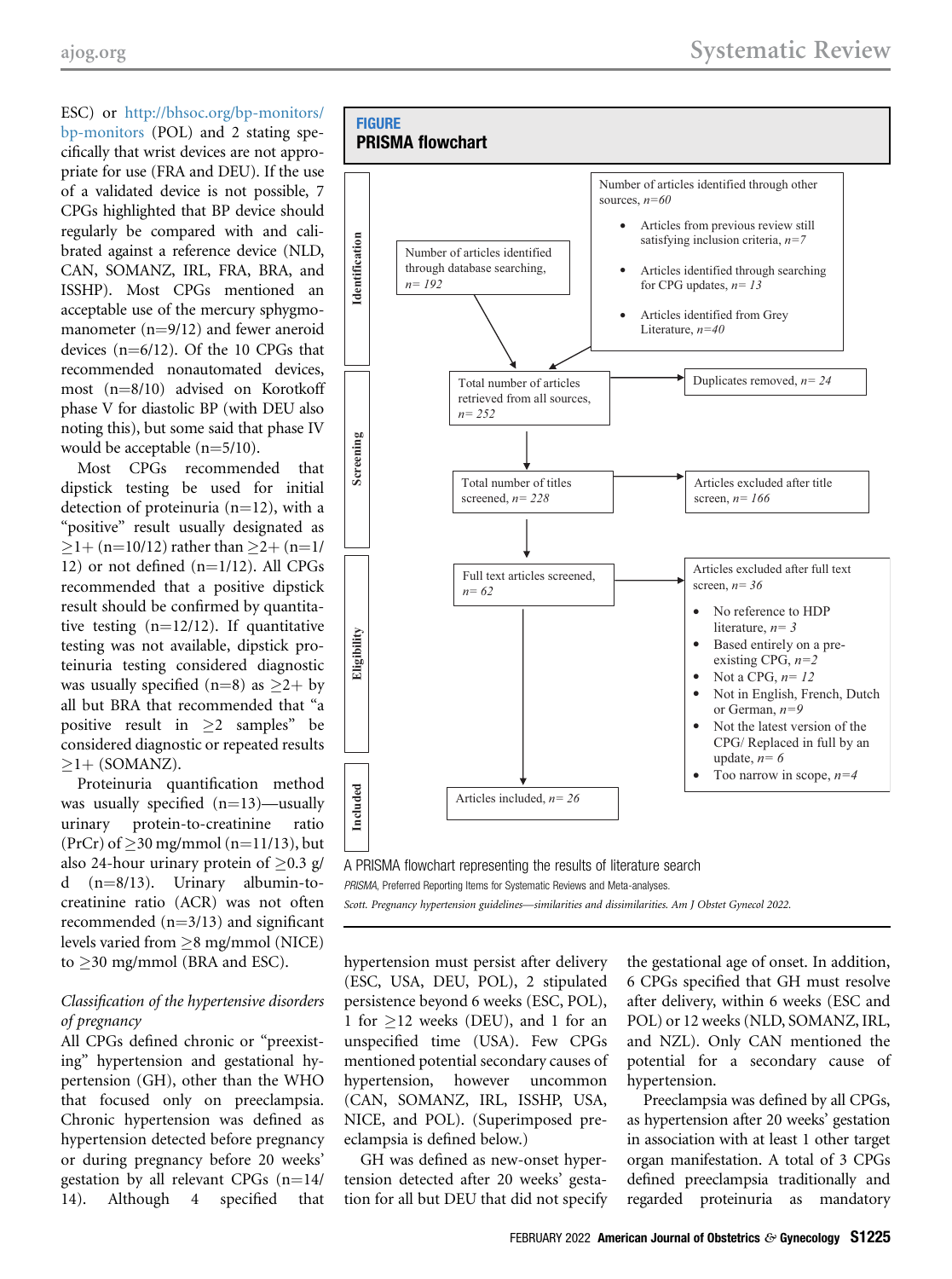ESC) or http://bhsoc.org/bp-monitors/bp-monitors (POL) and 2 stating specifically that wrist devices are not appropriate for use (FRA and DEU). If the use of a validated device is not possible, 7 CPGs highlighted that BP device should regularly be compared with and calibrated against a reference device (NLD, CAN, SOMANZ, IRL, FRA, BRA, and ISSHP). Most CPGs mentioned an acceptable use of the mercury sphygmomanometer (n=9/12) and fewer aneroid devices (n=6/12). Of the 10 CPGs that recommended nonautomated devices, most (n=8/10) advised on Korotkoff phase V for diastolic BP (with DEU also noting this), but some said that phase IV would be acceptable (n=5/10).

Most CPGs recommended that dipstick testing be used for initial detection of proteinuria (n=12), with a "positive" result usually designated as ≥1+ (n=10/12) rather than ≥2+ (n=1/12) or not defined (n=1/12). All CPGs recommended that a positive dipstick result should be confirmed by quantitative testing (n=12/12). If quantitative testing was not available, dipstick proteinuria testing considered diagnostic was usually specified (n=8) as ≥2+ by all but BRA that recommended that "a positive result in ≥2 samples" be considered diagnostic or repeated results ≥1+ (SOMANZ).

Proteinuria quantification method was usually specified (n=13)—usually urinary protein-to-creatinine ratio (PrCr) of ≥30 mg/mmol (n=11/13), but also 24-hour urinary protein of ≥0.3 g/d (n=8/13). Urinary albumin-to-creatinine ratio (ACR) was not often recommended (n=3/13) and significant levels varied from ≥8 mg/mmol (NICE) to ≥30 mg/mmol (BRA and ESC).

### *Classification of the hypertensive disorders of pregnancy*

All CPGs defined chronic or "preexisting" hypertension and gestational hypertension (GH), other than the WHO that focused only on preeclampsia. Chronic hypertension was defined as hypertension detected before pregnancy or during pregnancy before 20 weeks' gestation by all relevant CPGs (n=14/14). Although 4 specified that hypertension must persist after delivery (ESC, USA, DEU, POL), 2 stipulated persistence beyond 6 weeks (ESC, POL), 1 for ≥12 weeks (DEU), and 1 for an unspecified time (USA). Few CPGs mentioned potential secondary causes of hypertension, however uncommon (CAN, SOMANZ, IRL, ISSHP, USA, NICE, and POL). (Superimposed preeclampsia is defined below.)

GH was defined as new-onset hypertension detected after 20 weeks' gestation for all but DEU that did not specify the gestational age of onset. In addition, 6 CPGs specified that GH must resolve after delivery, within 6 weeks (ESC and POL) or 12 weeks (NLD, SOMANZ, IRL, and NZL). Only CAN mentioned the potential for a secondary cause of hypertension.

Preeclampsia was defined by all CPGs, as hypertension after 20 weeks' gestation in association with at least 1 other target organ manifestation. A total of 3 CPGs defined preeclampsia traditionally and regarded proteinuria as mandatory

**FIGURE**
**PRISMA flowchart**

**Identification**
- Number of articles identified through database searching, *n= 192*
- Number of articles identified through other sources, *n=60*
  - Articles from previous review still satisfying inclusion criteria, *n=7*
  - Articles identified through searching for CPG updates, *n= 13*
  - Articles identified from Grey Literature, *n=40*

**Screening**
- Total number of articles retrieved from all sources, *n= 252* → Duplicates removed, *n= 24*
- Total number of titles screened, *n= 228* → Articles excluded after title screen, *n= 166*

**Eligibility**
- Full text articles screened, *n= 62* → Articles excluded after full text screen, *n= 36*
  - No reference to HDP literature, *n= 3*
  - Based entirely on a pre-existing CPG, *n=2*
  - Not a CPG, *n= 12*
  - Not in English, French, Dutch or German, *n=9*
  - Not the latest version of the CPG/ Replaced in full by an update, *n= 6*
  - Too narrow in scope, *n=4*

**Included**
- Articles included, *n= 26*

A PRISMA flowchart representing the results of literature search

*PRISMA*, Preferred Reporting Items for Systematic Reviews and Meta-analyses.

*Scott. Pregnancy hypertension guidelines—similarities and dissimilarities. Am J Obstet Gynecol 2022.*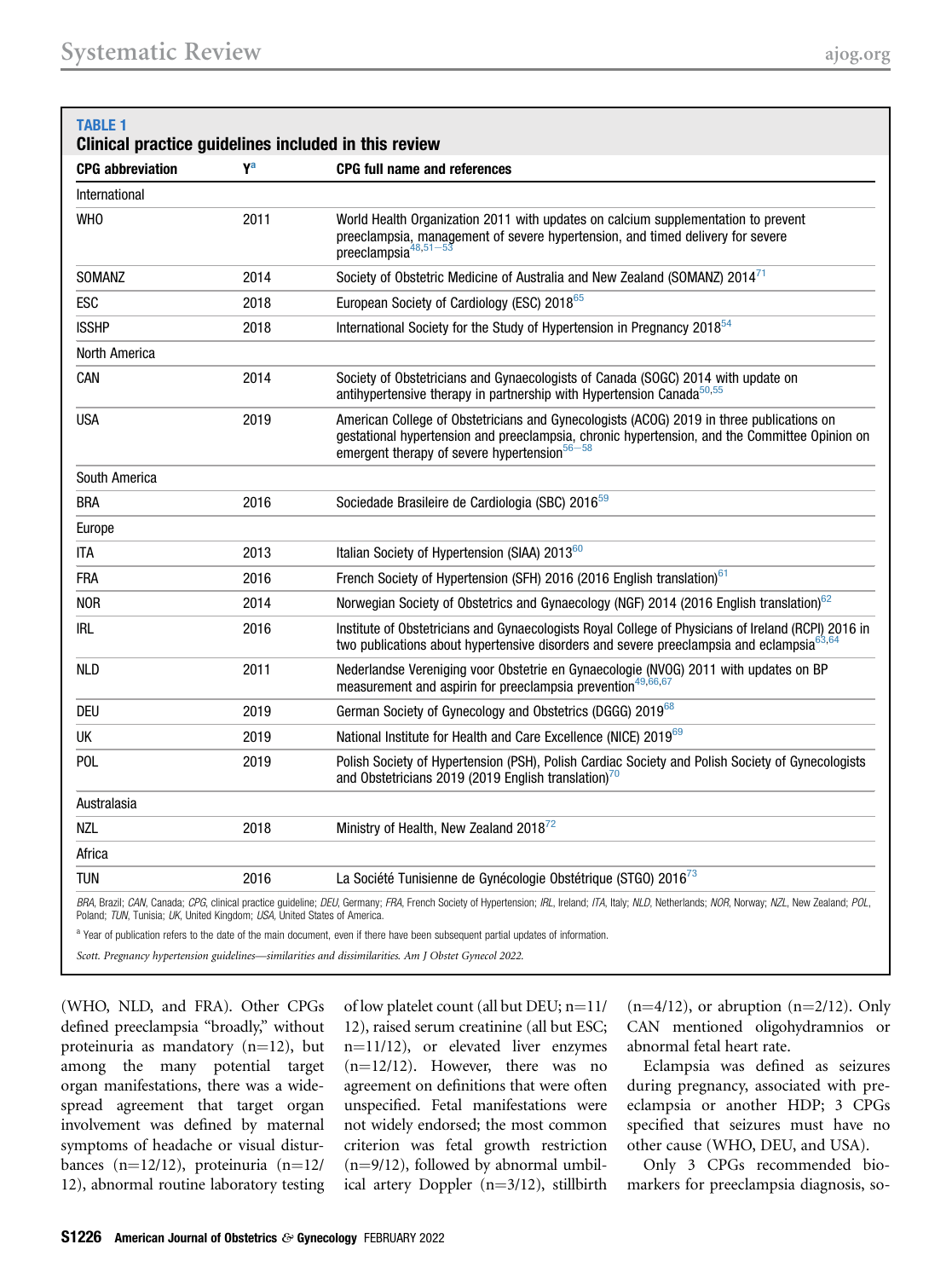**TABLE 1**
**Clinical practice guidelines included in this review**

| CPG abbreviation | Y[a] | CPG full name and references |
|---|---|---|
| International | | |
| WHO | 2011 | World Health Organization 2011 with updates on calcium supplementation to prevent preeclampsia, management of severe hypertension, and timed delivery for severe preeclampsia[48,51–53] |
| SOMANZ | 2014 | Society of Obstetric Medicine of Australia and New Zealand (SOMANZ) 2014[71] |
| ESC | 2018 | European Society of Cardiology (ESC) 2018[65] |
| ISSHP | 2018 | International Society for the Study of Hypertension in Pregnancy 2018[54] |
| North America | | |
| CAN | 2014 | Society of Obstetricians and Gynaecologists of Canada (SOGC) 2014 with update on antihypertensive therapy in partnership with Hypertension Canada[50,55] |
| USA | 2019 | American College of Obstetricians and Gynecologists (ACOG) 2019 in three publications on gestational hypertension and preeclampsia, chronic hypertension, and the Committee Opinion on emergent therapy of severe hypertension[56–58] |
| South America | | |
| BRA | 2016 | Sociedade Brasileire de Cardiologia (SBC) 2016[59] |
| Europe | | |
| ITA | 2013 | Italian Society of Hypertension (SIAA) 2013[60] |
| FRA | 2016 | French Society of Hypertension (SFH) 2016 (2016 English translation)[61] |
| NOR | 2014 | Norwegian Society of Obstetrics and Gynaecology (NGF) 2014 (2016 English translation)[62] |
| IRL | 2016 | Institute of Obstetricians and Gynaecologists Royal College of Physicians of Ireland (RCPI) 2016 in two publications about hypertensive disorders and severe preeclampsia and eclampsia[63,64] |
| NLD | 2011 | Nederlandse Vereniging voor Obstetrie en Gynaecologie (NVOG) 2011 with updates on BP measurement and aspirin for preeclampsia prevention[49,66,67] |
| DEU | 2019 | German Society of Gynecology and Obstetrics (DGGG) 2019[68] |
| UK | 2019 | National Institute for Health and Care Excellence (NICE) 2019[69] |
| POL | 2019 | Polish Society of Hypertension (PSH), Polish Cardiac Society and Polish Society of Gynecologists and Obstetricians 2019 (2019 English translation)[70] |
| Australasia | | |
| NZL | 2018 | Ministry of Health, New Zealand 2018[72] |
| Africa | | |
| TUN | 2016 | La Société Tunisienne de Gynécologie Obstétrique (STGO) 2016[73] |

*BRA*, Brazil; *CAN*, Canada; *CPG*, clinical practice guideline; *DEU*, Germany; *FRA*, French Society of Hypertension; *IRL*, Ireland; *ITA*, Italy; *NLD*, Netherlands; *NOR*, Norway; *NZL*, New Zealand; *POL*, Poland; *TUN*, Tunisia; *UK*, United Kingdom; *USA*, United States of America.

[a] Year of publication refers to the date of the main document, even if there have been subsequent partial updates of information.

*Scott. Pregnancy hypertension guidelines—similarities and dissimilarities. Am J Obstet Gynecol 2022.*

(WHO, NLD, and FRA). Other CPGs defined preeclampsia "broadly," without proteinuria as mandatory (n=12), but among the many potential target organ manifestations, there was a widespread agreement that target organ involvement was defined by maternal symptoms of headache or visual disturbances (n=12/12), proteinuria (n=12/12), abnormal routine laboratory testing of low platelet count (all but DEU; n=11/12), raised serum creatinine (all but ESC; n=11/12), or elevated liver enzymes (n=12/12). However, there was no agreement on definitions that were often unspecified. Fetal manifestations were not widely endorsed; the most common criterion was fetal growth restriction (n=9/12), followed by abnormal umbilical artery Doppler (n=3/12), stillbirth (n=4/12), or abruption (n=2/12). Only CAN mentioned oligohydramnios or abnormal fetal heart rate.

Eclampsia was defined as seizures during pregnancy, associated with preeclampsia or another HDP; 3 CPGs specified that seizures must have no other cause (WHO, DEU, and USA).

Only 3 CPGs recommended biomarkers for preeclampsia diagnosis, so-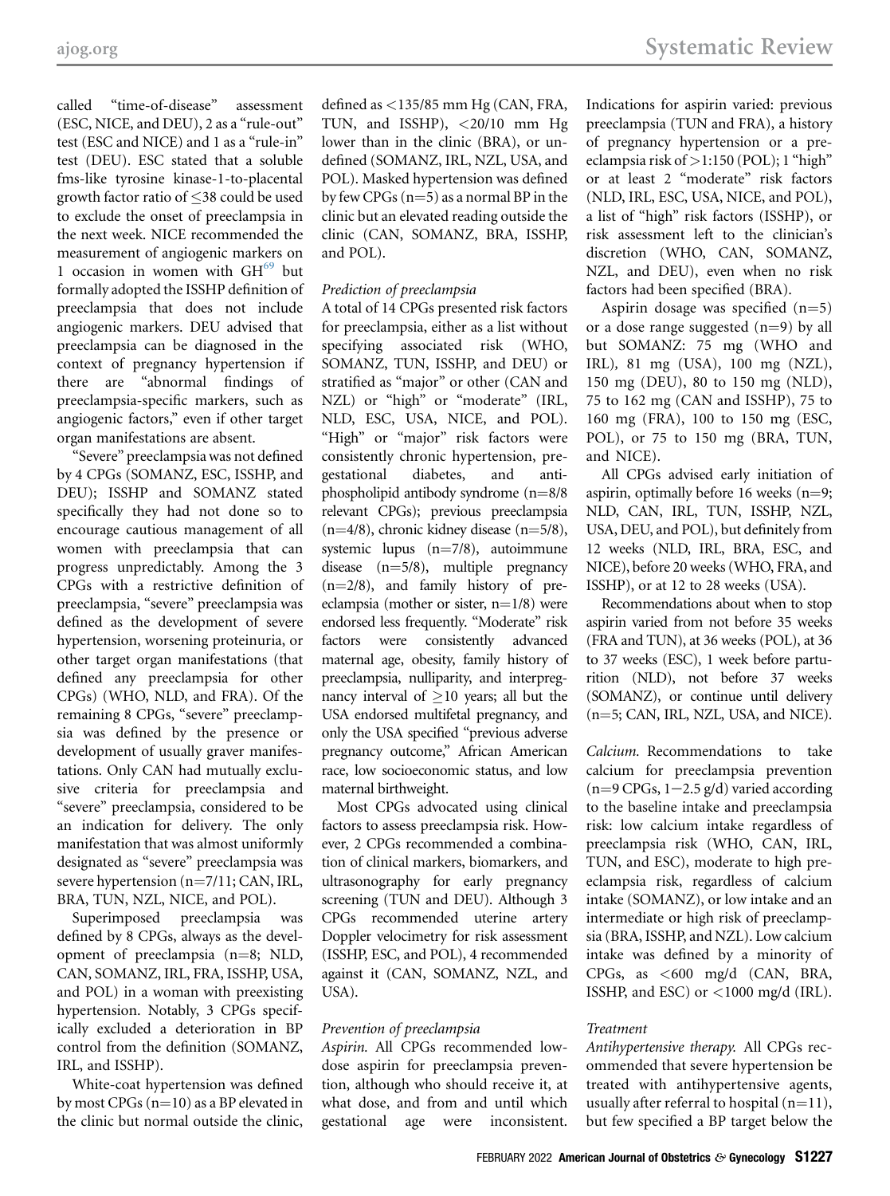called "time-of-disease" assessment (ESC, NICE, and DEU), 2 as a "rule-out" test (ESC and NICE) and 1 as a "rule-in" test (DEU). ESC stated that a soluble fms-like tyrosine kinase-1-to-placental growth factor ratio of ≤38 could be used to exclude the onset of preeclampsia in the next week. NICE recommended the measurement of angiogenic markers on 1 occasion in women with GH[69] but formally adopted the ISSHP definition of preeclampsia that does not include angiogenic markers. DEU advised that preeclampsia can be diagnosed in the context of pregnancy hypertension if there are "abnormal findings of preeclampsia-specific markers, such as angiogenic factors," even if other target organ manifestations are absent.

"Severe" preeclampsia was not defined by 4 CPGs (SOMANZ, ESC, ISSHP, and DEU); ISSHP and SOMANZ stated specifically they had not done so to encourage cautious management of all women with preeclampsia that can progress unpredictably. Among the 3 CPGs with a restrictive definition of preeclampsia, "severe" preeclampsia was defined as the development of severe hypertension, worsening proteinuria, or other target organ manifestations (that defined any preeclampsia for other CPGs) (WHO, NLD, and FRA). Of the remaining 8 CPGs, "severe" preeclampsia was defined by the presence or development of usually graver manifestations. Only CAN had mutually exclusive criteria for preeclampsia and "severe" preeclampsia, considered to be an indication for delivery. The only manifestation that was almost uniformly designated as "severe" preeclampsia was severe hypertension (n=7/11; CAN, IRL, BRA, TUN, NZL, NICE, and POL).

Superimposed preeclampsia was defined by 8 CPGs, always as the development of preeclampsia (n=8; NLD, CAN, SOMANZ, IRL, FRA, ISSHP, USA, and POL) in a woman with preexisting hypertension. Notably, 3 CPGs specifically excluded a deterioration in BP control from the definition (SOMANZ, IRL, and ISSHP).

White-coat hypertension was defined by most CPGs (n=10) as a BP elevated in the clinic but normal outside the clinic, defined as <135/85 mm Hg (CAN, FRA, TUN, and ISSHP), <20/10 mm Hg lower than in the clinic (BRA), or undefined (SOMANZ, IRL, NZL, USA, and POL). Masked hypertension was defined by few CPGs (n=5) as a normal BP in the clinic but an elevated reading outside the clinic (CAN, SOMANZ, BRA, ISSHP, and POL).

### *Prediction of preeclampsia*

A total of 14 CPGs presented risk factors for preeclampsia, either as a list without specifying associated risk (WHO, SOMANZ, TUN, ISSHP, and DEU) or stratified as "major" or other (CAN and NZL) or "high" or "moderate" (IRL, NLD, ESC, USA, NICE, and POL). "High" or "major" risk factors were consistently chronic hypertension, pregestational diabetes, and antiphospholipid antibody syndrome (n=8/8 relevant CPGs); previous preeclampsia (n=4/8), chronic kidney disease (n=5/8), systemic lupus (n=7/8), autoimmune disease (n=5/8), multiple pregnancy (n=2/8), and family history of preeclampsia (mother or sister, n=1/8) were endorsed less frequently. "Moderate" risk factors were consistently advanced maternal age, obesity, family history of preeclampsia, nulliparity, and interpregnancy interval of ≥10 years; all but the USA endorsed multifetal pregnancy, and only the USA specified "previous adverse pregnancy outcome," African American race, low socioeconomic status, and low maternal birthweight.

Most CPGs advocated using clinical factors to assess preeclampsia risk. However, 2 CPGs recommended a combination of clinical markers, biomarkers, and ultrasonography for early pregnancy screening (TUN and DEU). Although 3 CPGs recommended uterine artery Doppler velocimetry for risk assessment (ISSHP, ESC, and POL), 4 recommended against it (CAN, SOMANZ, NZL, and USA).

### *Prevention of preeclampsia*

*Aspirin.* All CPGs recommended low-dose aspirin for preeclampsia prevention, although who should receive it, at what dose, and from and until which gestational age were inconsistent. Indications for aspirin varied: previous preeclampsia (TUN and FRA), a history of pregnancy hypertension or a preeclampsia risk of >1:150 (POL); 1 "high" or at least 2 "moderate" risk factors (NLD, IRL, ESC, USA, NICE, and POL), a list of "high" risk factors (ISSHP), or risk assessment left to the clinician's discretion (WHO, CAN, SOMANZ, NZL, and DEU), even when no risk factors had been specified (BRA).

Aspirin dosage was specified (n=5) or a dose range suggested (n=9) by all but SOMANZ: 75 mg (WHO and IRL), 81 mg (USA), 100 mg (NZL), 150 mg (DEU), 80 to 150 mg (NLD), 75 to 162 mg (CAN and ISSHP), 75 to 160 mg (FRA), 100 to 150 mg (ESC, POL), or 75 to 150 mg (BRA, TUN, and NICE).

All CPGs advised early initiation of aspirin, optimally before 16 weeks (n=9; NLD, CAN, IRL, TUN, ISSHP, NZL, USA, DEU, and POL), but definitely from 12 weeks (NLD, IRL, BRA, ESC, and NICE), before 20 weeks (WHO, FRA, and ISSHP), or at 12 to 28 weeks (USA).

Recommendations about when to stop aspirin varied from not before 35 weeks (FRA and TUN), at 36 weeks (POL), at 36 to 37 weeks (ESC), 1 week before parturition (NLD), not before 37 weeks (SOMANZ), or continue until delivery (n=5; CAN, IRL, NZL, USA, and NICE).

*Calcium.* Recommendations to take calcium for preeclampsia prevention (n=9 CPGs, 1−2.5 g/d) varied according to the baseline intake and preeclampsia risk: low calcium intake regardless of preeclampsia risk (WHO, CAN, IRL, TUN, and ESC), moderate to high preeclampsia risk, regardless of calcium intake (SOMANZ), or low intake and an intermediate or high risk of preeclampsia (BRA, ISSHP, and NZL). Low calcium intake was defined by a minority of CPGs, as <600 mg/d (CAN, BRA, ISSHP, and ESC) or <1000 mg/d (IRL).

### *Treatment*

*Antihypertensive therapy.* All CPGs recommended that severe hypertension be treated with antihypertensive agents, usually after referral to hospital (n=11), but few specified a BP target below the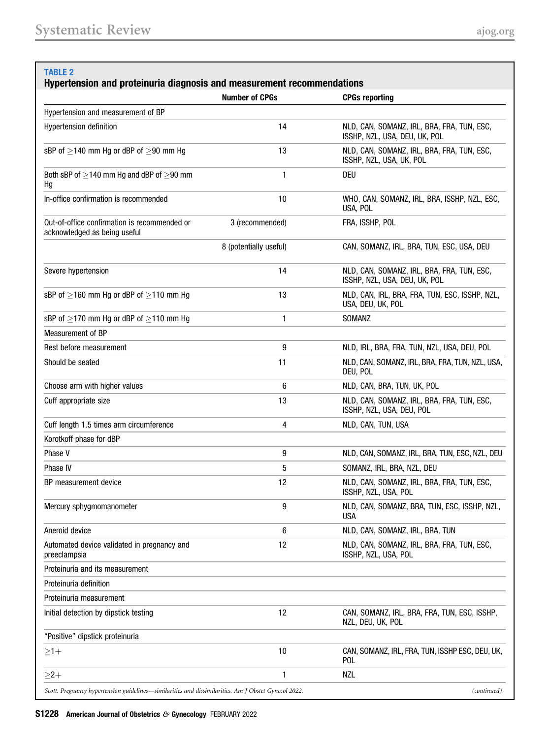**TABLE 2**
**Hypertension and proteinuria diagnosis and measurement recommendations**

| | Number of CPGs | CPGs reporting |
|---|---|---|
| Hypertension and measurement of BP | | |
| Hypertension definition | 14 | NLD, CAN, SOMANZ, IRL, BRA, FRA, TUN, ESC, ISSHP, NZL, USA, DEU, UK, POL |
| sBP of ≥140 mm Hg or dBP of ≥90 mm Hg | 13 | NLD, CAN, SOMANZ, IRL, BRA, FRA, TUN, ESC, ISSHP, NZL, USA, UK, POL |
| Both sBP of ≥140 mm Hg and dBP of ≥90 mm Hg | 1 | DEU |
| In-office confirmation is recommended | 10 | WHO, CAN, SOMANZ, IRL, BRA, ISSHP, NZL, ESC, USA, POL |
| Out-of-office confirmation is recommended or acknowledged as being useful | 3 (recommended) | FRA, ISSHP, POL |
| | 8 (potentially useful) | CAN, SOMANZ, IRL, BRA, TUN, ESC, USA, DEU |
| Severe hypertension | 14 | NLD, CAN, SOMANZ, IRL, BRA, FRA, TUN, ESC, ISSHP, NZL, USA, DEU, UK, POL |
| sBP of ≥160 mm Hg or dBP of ≥110 mm Hg | 13 | NLD, CAN, IRL, BRA, FRA, TUN, ESC, ISSHP, NZL, USA, DEU, UK, POL |
| sBP of ≥170 mm Hg or dBP of ≥110 mm Hg | 1 | SOMANZ |
| Measurement of BP | | |
| Rest before measurement | 9 | NLD, IRL, BRA, FRA, TUN, NZL, USA, DEU, POL |
| Should be seated | 11 | NLD, CAN, SOMANZ, IRL, BRA, FRA, TUN, NZL, USA, DEU, POL |
| Choose arm with higher values | 6 | NLD, CAN, BRA, TUN, UK, POL |
| Cuff appropriate size | 13 | NLD, CAN, SOMANZ, IRL, BRA, FRA, TUN, ESC, ISSHP, NZL, USA, DEU, POL |
| Cuff length 1.5 times arm circumference | 4 | NLD, CAN, TUN, USA |
| Korotkoff phase for dBP | | |
| Phase V | 9 | NLD, CAN, SOMANZ, IRL, BRA, TUN, ESC, NZL, DEU |
| Phase IV | 5 | SOMANZ, IRL, BRA, NZL, DEU |
| BP measurement device | 12 | NLD, CAN, SOMANZ, IRL, BRA, FRA, TUN, ESC, ISSHP, NZL, USA, POL |
| Mercury sphygmomanometer | 9 | NLD, CAN, SOMANZ, BRA, TUN, ESC, ISSHP, NZL, USA |
| Aneroid device | 6 | NLD, CAN, SOMANZ, IRL, BRA, TUN |
| Automated device validated in pregnancy and preeclampsia | 12 | NLD, CAN, SOMANZ, IRL, BRA, FRA, TUN, ESC, ISSHP, NZL, USA, POL |
| Proteinuria and its measurement | | |
| Proteinuria definition | | |
| Proteinuria measurement | | |
| Initial detection by dipstick testing | 12 | CAN, SOMANZ, IRL, BRA, FRA, TUN, ESC, ISSHP, NZL, DEU, UK, POL |
| "Positive" dipstick proteinuria | | |
| ≥1+ | 10 | CAN, SOMANZ, IRL, FRA, TUN, ISSHP ESC, DEU, UK, POL |
| ≥2+ | 1 | NZL |

*Scott. Pregnancy hypertension guidelines—similarities and dissimilarities. Am J Obstet Gynecol 2022.* *(continued)*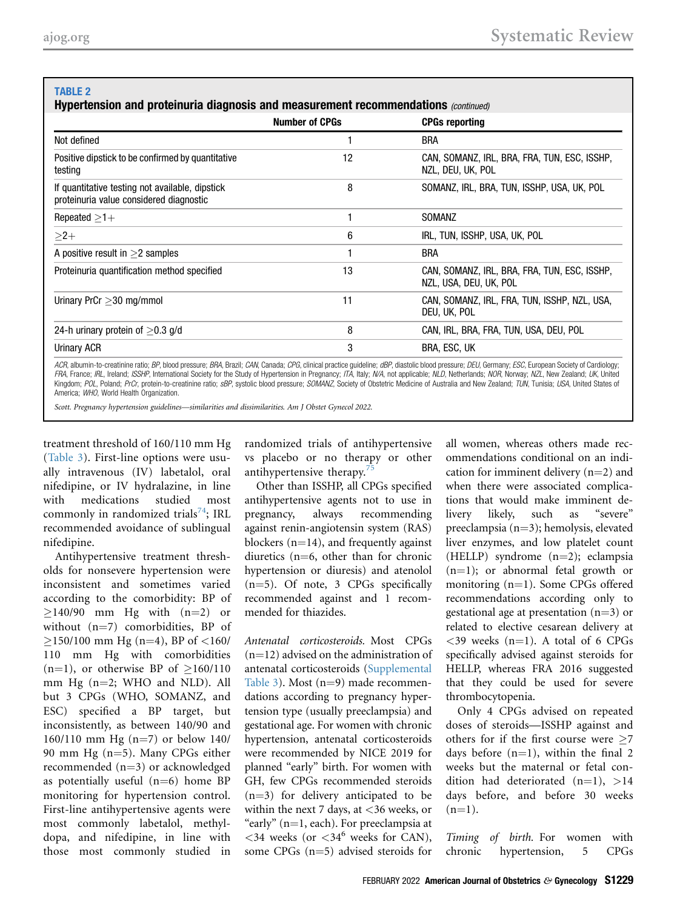**TABLE 2**
**Hypertension and proteinuria diagnosis and measurement recommendations** *(continued)*

| | Number of CPGs | CPGs reporting |
|---|---|---|
| Not defined | 1 | BRA |
| Positive dipstick to be confirmed by quantitative testing | 12 | CAN, SOMANZ, IRL, BRA, FRA, TUN, ESC, ISSHP, NZL, DEU, UK, POL |
| If quantitative testing not available, dipstick proteinuria value considered diagnostic | 8 | SOMANZ, IRL, BRA, TUN, ISSHP, USA, UK, POL |
| Repeated ≥1+ | 1 | SOMANZ |
| ≥2+ | 6 | IRL, TUN, ISSHP, USA, UK, POL |
| A positive result in ≥2 samples | 1 | BRA |
| Proteinuria quantification method specified | 13 | CAN, SOMANZ, IRL, BRA, FRA, TUN, ESC, ISSHP, NZL, USA, DEU, UK, POL |
| Urinary PrCr ≥30 mg/mmol | 11 | CAN, SOMANZ, IRL, FRA, TUN, ISSHP, NZL, USA, DEU, UK, POL |
| 24-h urinary protein of ≥0.3 g/d | 8 | CAN, IRL, BRA, FRA, TUN, USA, DEU, POL |
| Urinary ACR | 3 | BRA, ESC, UK |

*ACR*, albumin-to-creatinine ratio; *BP*, blood pressure; *BRA*, Brazil; *CAN*, Canada; *CPG*, clinical practice guideline; *dBP*, diastolic blood pressure; *DEU*, Germany; *ESC*, European Society of Cardiology; *FRA*, France; *IRL*, Ireland; *ISSHP*, International Society for the Study of Hypertension in Pregnancy; *ITA*, Italy; *N/A*, not applicable; *NLD*, Netherlands; *NOR*, Norway; *NZL*, New Zealand; *UK*, United Kingdom; *POL*, Poland; *PrCr*, protein-to-creatinine ratio; *sBP*, systolic blood pressure; *SOMANZ*, Society of Obstetric Medicine of Australia and New Zealand; *TUN*, Tunisia; *USA*, United States of America; *WHO*, World Health Organization.

*Scott. Pregnancy hypertension guidelines—similarities and dissimilarities. Am J Obstet Gynecol 2022.*

treatment threshold of 160/110 mm Hg (Table 3). First-line options were usually intravenous (IV) labetalol, oral nifedipine, or IV hydralazine, in line with medications studied most commonly in randomized trials[74]; IRL recommended avoidance of sublingual nifedipine.

Antihypertensive treatment thresholds for nonsevere hypertension were inconsistent and sometimes varied according to the comorbidity: BP of ≥140/90 mm Hg with (n=2) or without (n=7) comorbidities, BP of ≥150/100 mm Hg (n=4), BP of <160/110 mm Hg with comorbidities (n=1), or otherwise BP of ≥160/110 mm Hg (n=2; WHO and NLD). All but 3 CPGs (WHO, SOMANZ, and ESC) specified a BP target, but inconsistently, as between 140/90 and 160/110 mm Hg (n=7) or below 140/90 mm Hg (n=5). Many CPGs either recommended (n=3) or acknowledged as potentially useful (n=6) home BP monitoring for hypertension control. First-line antihypertensive agents were most commonly labetalol, methyldopa, and nifedipine, in line with those most commonly studied in randomized trials of antihypertensive vs placebo or no therapy or other antihypertensive therapy.[75]

Other than ISSHP, all CPGs specified antihypertensive agents not to use in pregnancy, always recommending against renin-angiotensin system (RAS) blockers (n=14), and frequently against diuretics (n=6, other than for chronic hypertension or diuresis) and atenolol (n=5). Of note, 3 CPGs specifically recommended against and 1 recommended for thiazides.

*Antenatal corticosteroids.* Most CPGs (n=12) advised on the administration of antenatal corticosteroids (Supplemental Table 3). Most (n=9) made recommendations according to pregnancy hypertension type (usually preeclampsia) and gestational age. For women with chronic hypertension, antenatal corticosteroids were recommended by NICE 2019 for planned "early" birth. For women with GH, few CPGs recommended steroids (n=3) for delivery anticipated to be within the next 7 days, at <36 weeks, or "early" (n=1, each). For preeclampsia at <34 weeks (or <34$^6$ weeks for CAN), some CPGs (n=5) advised steroids for all women, whereas others made recommendations conditional on an indication for imminent delivery (n=2) and when there were associated complications that would make imminent delivery likely, such as "severe" preeclampsia (n=3); hemolysis, elevated liver enzymes, and low platelet count (HELLP) syndrome (n=2); eclampsia (n=1); or abnormal fetal growth or monitoring (n=1). Some CPGs offered recommendations according only to gestational age at presentation (n=3) or related to elective cesarean delivery at <39 weeks (n=1). A total of 6 CPGs specifically advised against steroids for HELLP, whereas FRA 2016 suggested that they could be used for severe thrombocytopenia.

Only 4 CPGs advised on repeated doses of steroids—ISSHP against and others for if the first course were ≥7 days before (n=1), within the final 2 weeks but the maternal or fetal condition had deteriorated (n=1), >14 days before, and before 30 weeks (n=1).

*Timing of birth.* For women with chronic hypertension, 5 CPGs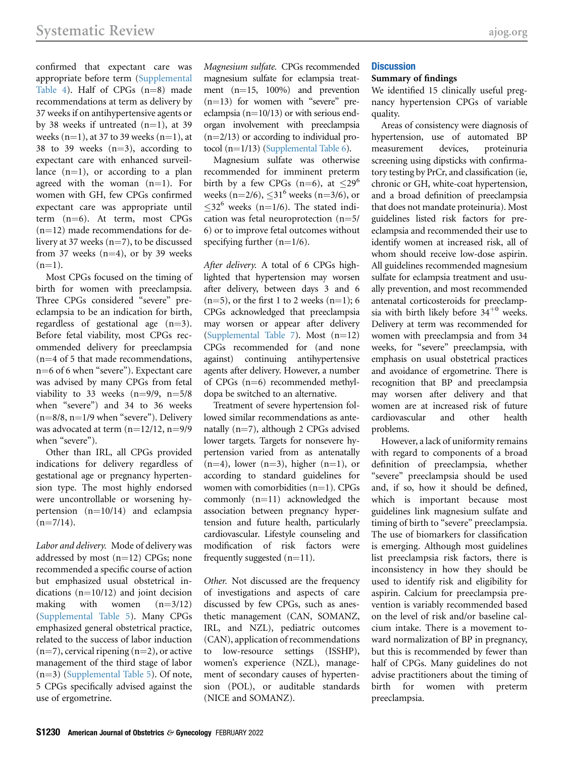confirmed that expectant care was appropriate before term (Supplemental Table 4). Half of CPGs (n=8) made recommendations at term as delivery by 37 weeks if on antihypertensive agents or by 38 weeks if untreated (n=1), at 39 weeks (n=1), at 37 to 39 weeks (n=1), at 38 to 39 weeks (n=3), according to expectant care with enhanced surveillance (n=1), or according to a plan agreed with the woman (n=1). For women with GH, few CPGs confirmed expectant care was appropriate until term (n=6). At term, most CPGs (n=12) made recommendations for delivery at 37 weeks (n=7), to be discussed from 37 weeks (n=4), or by 39 weeks (n=1).

Most CPGs focused on the timing of birth for women with preeclampsia. Three CPGs considered "severe" preeclampsia to be an indication for birth, regardless of gestational age (n=3). Before fetal viability, most CPGs recommended delivery for preeclampsia (n=4 of 5 that made recommendations, n=6 of 6 when "severe"). Expectant care was advised by many CPGs from fetal viability to 33 weeks (n=9/9, n=5/8 when "severe") and 34 to 36 weeks (n=8/8, n=1/9 when "severe"). Delivery was advocated at term (n=12/12, n=9/9 when "severe").

Other than IRL, all CPGs provided indications for delivery regardless of gestational age or pregnancy hypertension type. The most highly endorsed were uncontrollable or worsening hypertension (n=10/14) and eclampsia (n=7/14).

*Labor and delivery.* Mode of delivery was addressed by most (n=12) CPGs; none recommended a specific course of action but emphasized usual obstetrical indications (n=10/12) and joint decision making with women (n=3/12) (Supplemental Table 5). Many CPGs emphasized general obstetrical practice, related to the success of labor induction (n=7), cervical ripening (n=2), or active management of the third stage of labor (n=3) (Supplemental Table 5). Of note, 5 CPGs specifically advised against the use of ergometrine.

*Magnesium sulfate.* CPGs recommended magnesium sulfate for eclampsia treatment (n=15, 100%) and prevention (n=13) for women with "severe" preeclampsia (n=10/13) or with serious end-organ involvement with preeclampsia (n=2/13) or according to individual protocol (n=1/13) (Supplemental Table 6).

Magnesium sulfate was otherwise recommended for imminent preterm birth by a few CPGs (n=6), at $\leq 29^6$ weeks (n=2/6), $\leq 31^6$ weeks (n=3/6), or $\leq 32^6$ weeks (n=1/6). The stated indication was fetal neuroprotection (n=5/6) or to improve fetal outcomes without specifying further (n=1/6).

*After delivery.* A total of 6 CPGs highlighted that hypertension may worsen after delivery, between days 3 and 6 (n=5), or the first 1 to 2 weeks (n=1); 6 CPGs acknowledged that preeclampsia may worsen or appear after delivery (Supplemental Table 7). Most (n=12) CPGs recommended for (and none against) continuing antihypertensive agents after delivery. However, a number of CPGs (n=6) recommended methyldopa be switched to an alternative.

Treatment of severe hypertension followed similar recommendations as antenatally (n=7), although 2 CPGs advised lower targets. Targets for nonsevere hypertension varied from as antenatally (n=4), lower (n=3), higher (n=1), or according to standard guidelines for women with comorbidities (n=1). CPGs commonly (n=11) acknowledged the association between pregnancy hypertension and future health, particularly cardiovascular. Lifestyle counseling and modification of risk factors were frequently suggested (n=11).

*Other.* Not discussed are the frequency of investigations and aspects of care discussed by few CPGs, such as anesthetic management (CAN, SOMANZ, IRL, and NZL), pediatric outcomes (CAN), application of recommendations to low-resource settings (ISSHP), women's experience (NZL), management of secondary causes of hypertension (POL), or auditable standards (NICE and SOMANZ).

## Discussion

### Summary of findings

We identified 15 clinically useful pregnancy hypertension CPGs of variable quality.

Areas of consistency were diagnosis of hypertension, use of automated BP measurement devices, proteinuria screening using dipsticks with confirmatory testing by PrCr, and classification (ie, chronic or GH, white-coat hypertension, and a broad definition of preeclampsia that does not mandate proteinuria). Most guidelines listed risk factors for preeclampsia and recommended their use to identify women at increased risk, all of whom should receive low-dose aspirin. All guidelines recommended magnesium sulfate for eclampsia treatment and usually prevention, and most recommended antenatal corticosteroids for preeclampsia with birth likely before $34^{+0}$ weeks. Delivery at term was recommended for women with preeclampsia and from 34 weeks, for "severe" preeclampsia, with emphasis on usual obstetrical practices and avoidance of ergometrine. There is recognition that BP and preeclampsia may worsen after delivery and that women are at increased risk of future cardiovascular and other health problems.

However, a lack of uniformity remains with regard to components of a broad definition of preeclampsia, whether "severe" preeclampsia should be used and, if so, how it should be defined, which is important because most guidelines link magnesium sulfate and timing of birth to "severe" preeclampsia. The use of biomarkers for classification is emerging. Although most guidelines list preeclampsia risk factors, there is inconsistency in how they should be used to identify risk and eligibility for aspirin. Calcium for preeclampsia prevention is variably recommended based on the level of risk and/or baseline calcium intake. There is a movement toward normalization of BP in pregnancy, but this is recommended by fewer than half of CPGs. Many guidelines do not advise practitioners about the timing of birth for women with preterm preeclampsia.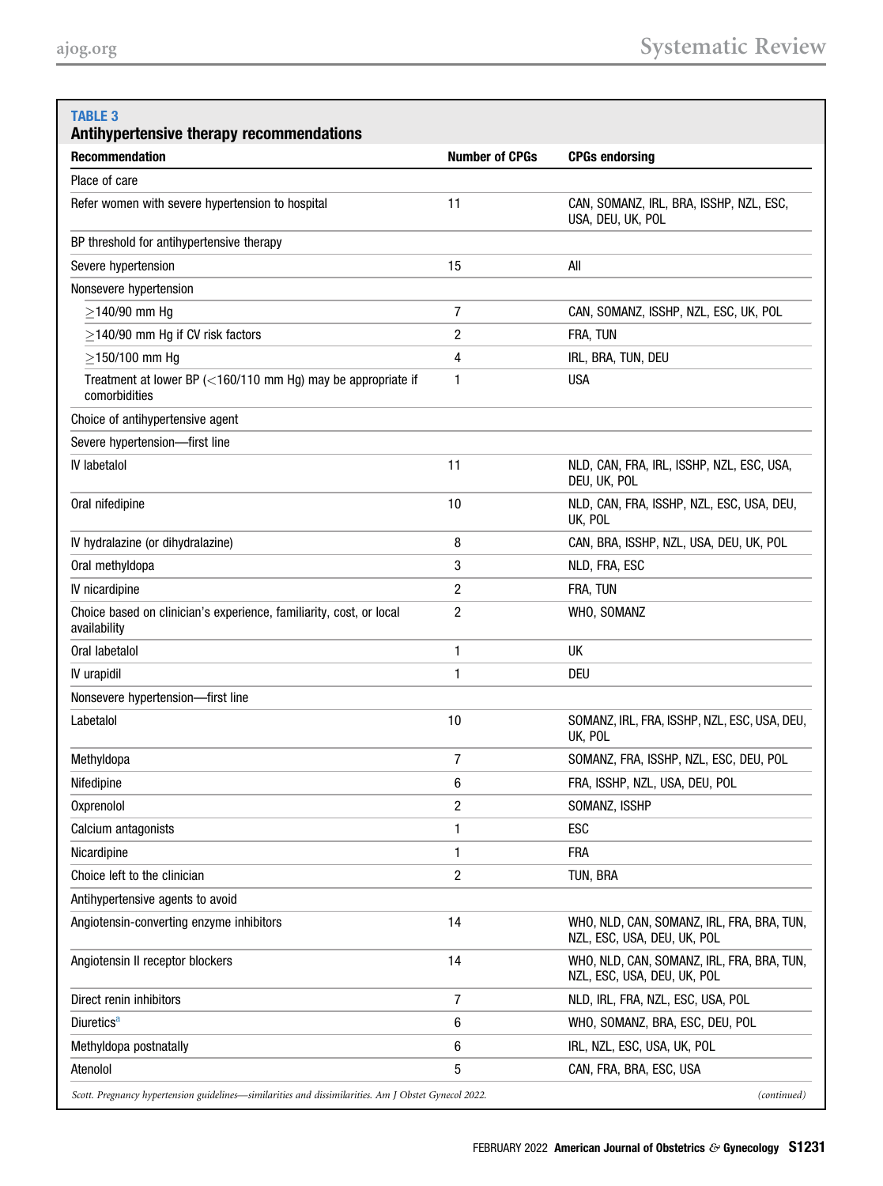**TABLE 3**
**Antihypertensive therapy recommendations**

| Recommendation | Number of CPGs | CPGs endorsing |
|---|---|---|
| Place of care | | |
| Refer women with severe hypertension to hospital | 11 | CAN, SOMANZ, IRL, BRA, ISSHP, NZL, ESC, USA, DEU, UK, POL |
| BP threshold for antihypertensive therapy | | |
| Severe hypertension | 15 | All |
| Nonsevere hypertension | | |
| ≥140/90 mm Hg | 7 | CAN, SOMANZ, ISSHP, NZL, ESC, UK, POL |
| ≥140/90 mm Hg if CV risk factors | 2 | FRA, TUN |
| ≥150/100 mm Hg | 4 | IRL, BRA, TUN, DEU |
| Treatment at lower BP (<160/110 mm Hg) may be appropriate if comorbidities | 1 | USA |
| Choice of antihypertensive agent | | |
| Severe hypertension—first line | | |
| IV labetalol | 11 | NLD, CAN, FRA, IRL, ISSHP, NZL, ESC, USA, DEU, UK, POL |
| Oral nifedipine | 10 | NLD, CAN, FRA, ISSHP, NZL, ESC, USA, DEU, UK, POL |
| IV hydralazine (or dihydralazine) | 8 | CAN, BRA, ISSHP, NZL, USA, DEU, UK, POL |
| Oral methyldopa | 3 | NLD, FRA, ESC |
| IV nicardipine | 2 | FRA, TUN |
| Choice based on clinician's experience, familiarity, cost, or local availability | 2 | WHO, SOMANZ |
| Oral labetalol | 1 | UK |
| IV urapidil | 1 | DEU |
| Nonsevere hypertension—first line | | |
| Labetalol | 10 | SOMANZ, IRL, FRA, ISSHP, NZL, ESC, USA, DEU, UK, POL |
| Methyldopa | 7 | SOMANZ, FRA, ISSHP, NZL, ESC, DEU, POL |
| Nifedipine | 6 | FRA, ISSHP, NZL, USA, DEU, POL |
| Oxprenolol | 2 | SOMANZ, ISSHP |
| Calcium antagonists | 1 | ESC |
| Nicardipine | 1 | FRA |
| Choice left to the clinician | 2 | TUN, BRA |
| Antihypertensive agents to avoid | | |
| Angiotensin-converting enzyme inhibitors | 14 | WHO, NLD, CAN, SOMANZ, IRL, FRA, BRA, TUN, NZL, ESC, USA, DEU, UK, POL |
| Angiotensin II receptor blockers | 14 | WHO, NLD, CAN, SOMANZ, IRL, FRA, BRA, TUN, NZL, ESC, USA, DEU, UK, POL |
| Direct renin inhibitors | 7 | NLD, IRL, FRA, NZL, ESC, USA, POL |
| Diuretics[a] | 6 | WHO, SOMANZ, BRA, ESC, DEU, POL |
| Methyldopa postnatally | 6 | IRL, NZL, ESC, USA, UK, POL |
| Atenolol | 5 | CAN, FRA, BRA, ESC, USA |

*Scott. Pregnancy hypertension guidelines—similarities and dissimilarities. Am J Obstet Gynecol 2022.* (continued)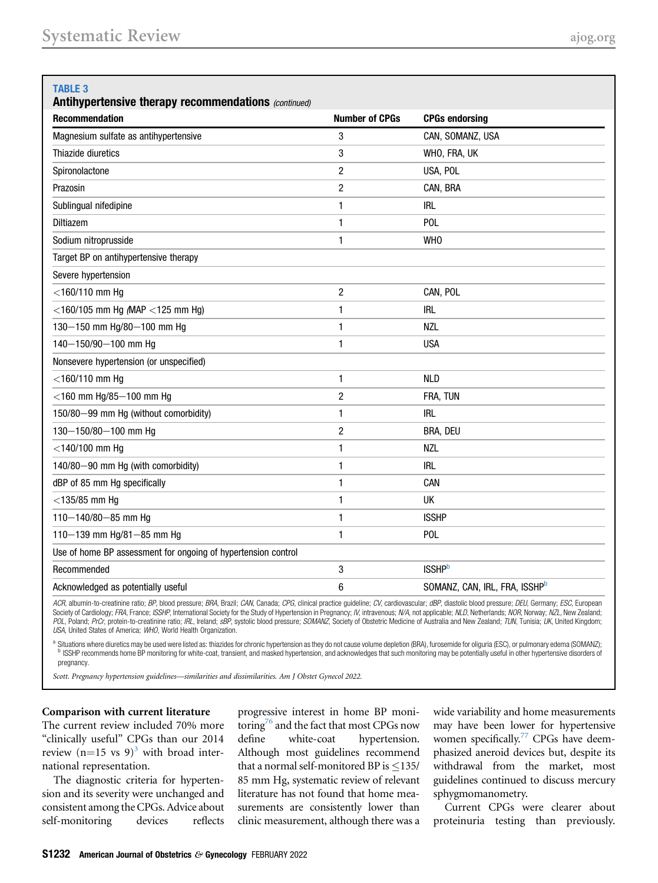**TABLE 3**
**Antihypertensive therapy recommendations** *(continued)*

| Recommendation | Number of CPGs | CPGs endorsing |
|---|---|---|
| Magnesium sulfate as antihypertensive | 3 | CAN, SOMANZ, USA |
| Thiazide diuretics | 3 | WHO, FRA, UK |
| Spironolactone | 2 | USA, POL |
| Prazosin | 2 | CAN, BRA |
| Sublingual nifedipine | 1 | IRL |
| Diltiazem | 1 | POL |
| Sodium nitroprusside | 1 | WHO |
| Target BP on antihypertensive therapy | | |
| Severe hypertension | | |
| <160/110 mm Hg | 2 | CAN, POL |
| <160/105 mm Hg (MAP <125 mm Hg) | 1 | IRL |
| 130–150 mm Hg/80–100 mm Hg | 1 | NZL |
| 140–150/90–100 mm Hg | 1 | USA |
| Nonsevere hypertension (or unspecified) | | |
| <160/110 mm Hg | 1 | NLD |
| <160 mm Hg/85–100 mm Hg | 2 | FRA, TUN |
| 150/80–99 mm Hg (without comorbidity) | 1 | IRL |
| 130–150/80–100 mm Hg | 2 | BRA, DEU |
| <140/100 mm Hg | 1 | NZL |
| 140/80–90 mm Hg (with comorbidity) | 1 | IRL |
| dBP of 85 mm Hg specifically | 1 | CAN |
| <135/85 mm Hg | 1 | UK |
| 110–140/80–85 mm Hg | 1 | ISSHP |
| 110–139 mm Hg/81–85 mm Hg | 1 | POL |
| Use of home BP assessment for ongoing of hypertension control | | |
| Recommended | 3 | ISSHP[b] |
| Acknowledged as potentially useful | 6 | SOMANZ, CAN, IRL, FRA, ISSHP[b] |

*ACR*, albumin-to-creatinine ratio; *BP*, blood pressure; *BRA*, Brazil; *CAN*, Canada; *CPG*, clinical practice guideline; *CV*, cardiovascular; *dBP*, diastolic blood pressure; *DEU*, Germany; *ESC*, European Society of Cardiology; *FRA*, France; *ISSHP*, International Society for the Study of Hypertension in Pregnancy; *IV*, intravenous; *N/A*, not applicable; *NLD*, Netherlands; *NOR*, Norway; *NZL*, New Zealand; *POL*, Poland; *PrCr*, protein-to-creatinine ratio; *IRL*, Ireland; *sBP*, systolic blood pressure; *SOMANZ*, Society of Obstetric Medicine of Australia and New Zealand; *TUN*, Tunisia; *UK*, United Kingdom; *USA*, United States of America; *WHO*, World Health Organization.

[a] Situations where diuretics may be used were listed as: thiazides for chronic hypertension as they do not cause volume depletion (BRA), furosemide for oliguria (ESC), or pulmonary edema (SOMANZ);
[b] ISSHP recommends home BP monitoring for white-coat, transient, and masked hypertension, and acknowledges that such monitoring may be potentially useful in other hypertensive disorders of pregnancy.

*Scott. Pregnancy hypertension guidelines—similarities and dissimilarities. Am J Obstet Gynecol 2022.*

**Comparison with current literature**

The current review included 70% more "clinically useful" CPGs than our 2014 review (n=15 vs 9)[3] with broad international representation.

The diagnostic criteria for hypertension and its severity were unchanged and consistent among the CPGs. Advice about self-monitoring devices reflects progressive interest in home BP monitoring[76] and the fact that most CPGs now define white-coat hypertension. Although most guidelines recommend that a normal self-monitored BP is ≤135/85 mm Hg, systematic review of relevant literature has not found that home measurements are consistently lower than clinic measurement, although there was a wide variability and home measurements may have been lower for hypertensive women specifically.[77] CPGs have deemphasized aneroid devices but, despite its withdrawal from the market, most guidelines continued to discuss mercury sphygmomanometry.

Current CPGs were clearer about proteinuria testing than previously.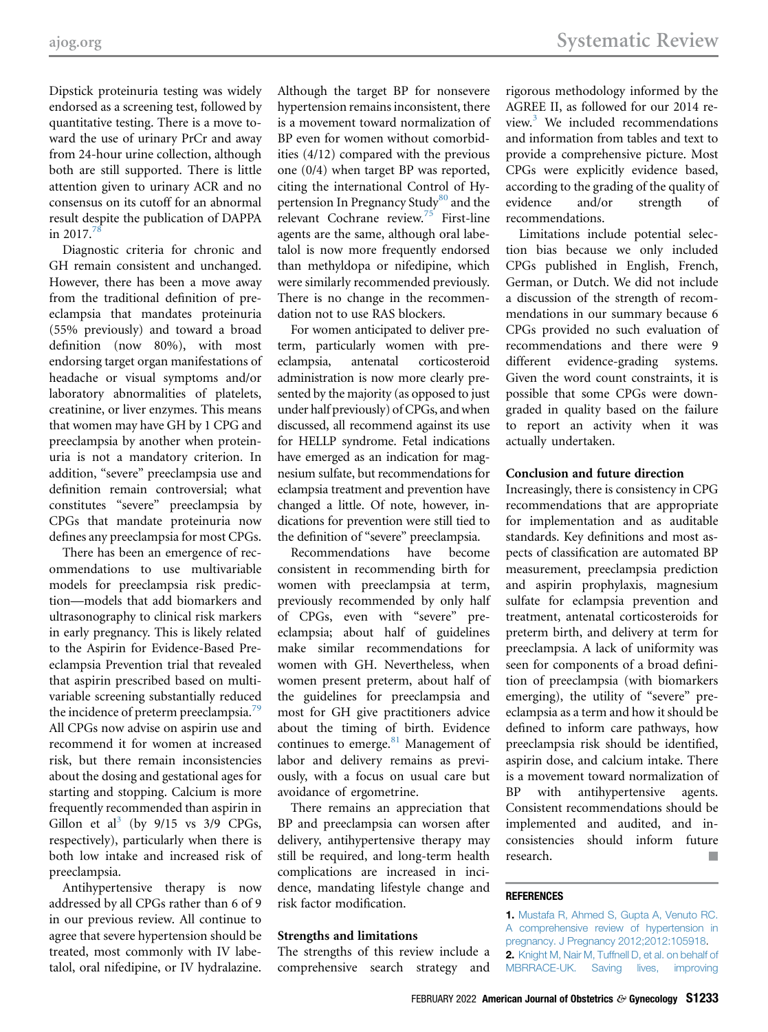Dipstick proteinuria testing was widely endorsed as a screening test, followed by quantitative testing. There is a move toward the use of urinary PrCr and away from 24-hour urine collection, although both are still supported. There is little attention given to urinary ACR and no consensus on its cutoff for an abnormal result despite the publication of DAPPA in 2017.[78]

Diagnostic criteria for chronic and GH remain consistent and unchanged. However, there has been a move away from the traditional definition of preeclampsia that mandates proteinuria (55% previously) and toward a broad definition (now 80%), with most endorsing target organ manifestations of headache or visual symptoms and/or laboratory abnormalities of platelets, creatinine, or liver enzymes. This means that women may have GH by 1 CPG and preeclampsia by another when proteinuria is not a mandatory criterion. In addition, "severe" preeclampsia use and definition remain controversial; what constitutes "severe" preeclampsia by CPGs that mandate proteinuria now defines any preeclampsia for most CPGs.

There has been an emergence of recommendations to use multivariable models for preeclampsia risk prediction—models that add biomarkers and ultrasonography to clinical risk markers in early pregnancy. This is likely related to the Aspirin for Evidence-Based Preeclampsia Prevention trial that revealed that aspirin prescribed based on multivariable screening substantially reduced the incidence of preterm preeclampsia.[79] All CPGs now advise on aspirin use and recommend it for women at increased risk, but there remain inconsistencies about the dosing and gestational ages for starting and stopping. Calcium is more frequently recommended than aspirin in Gillon et al[3] (by 9/15 vs 3/9 CPGs, respectively), particularly when there is both low intake and increased risk of preeclampsia.

Antihypertensive therapy is now addressed by all CPGs rather than 6 of 9 in our previous review. All continue to agree that severe hypertension should be treated, most commonly with IV labetalol, oral nifedipine, or IV hydralazine. Although the target BP for nonsevere hypertension remains inconsistent, there is a movement toward normalization of BP even for women without comorbidities (4/12) compared with the previous one (0/4) when target BP was reported, citing the international Control of Hypertension In Pregnancy Study[80] and the relevant Cochrane review.[75] First-line agents are the same, although oral labetalol is now more frequently endorsed than methyldopa or nifedipine, which were similarly recommended previously. There is no change in the recommendation not to use RAS blockers.

For women anticipated to deliver preterm, particularly women with preeclampsia, antenatal corticosteroid administration is now more clearly presented by the majority (as opposed to just under half previously) of CPGs, and when discussed, all recommend against its use for HELLP syndrome. Fetal indications have emerged as an indication for magnesium sulfate, but recommendations for eclampsia treatment and prevention have changed a little. Of note, however, indications for prevention were still tied to the definition of "severe" preeclampsia.

Recommendations have become consistent in recommending birth for women with preeclampsia at term, previously recommended by only half of CPGs, even with "severe" preeclampsia; about half of guidelines make similar recommendations for women with GH. Nevertheless, when women present preterm, about half of the guidelines for preeclampsia and most for GH give practitioners advice about the timing of birth. Evidence continues to emerge.[81] Management of labor and delivery remains as previously, with a focus on usual care but avoidance of ergometrine.

There remains an appreciation that BP and preeclampsia can worsen after delivery, antihypertensive therapy may still be required, and long-term health complications are increased in incidence, mandating lifestyle change and risk factor modification.

### Strengths and limitations

The strengths of this review include a comprehensive search strategy and rigorous methodology informed by the AGREE II, as followed for our 2014 review.[3] We included recommendations and information from tables and text to provide a comprehensive picture. Most CPGs were explicitly evidence based, according to the grading of the quality of evidence and/or strength of recommendations.

Limitations include potential selection bias because we only included CPGs published in English, French, German, or Dutch. We did not include a discussion of the strength of recommendations in our summary because 6 CPGs provided no such evaluation of recommendations and there were 9 different evidence-grading systems. Given the word count constraints, it is possible that some CPGs were downgraded in quality based on the failure to report an activity when it was actually undertaken.

### Conclusion and future direction

Increasingly, there is consistency in CPG recommendations that are appropriate for implementation and as auditable standards. Key definitions and most aspects of classification are automated BP measurement, preeclampsia prediction and aspirin prophylaxis, magnesium sulfate for eclampsia prevention and treatment, antenatal corticosteroids for preterm birth, and delivery at term for preeclampsia. A lack of uniformity was seen for components of a broad definition of preeclampsia (with biomarkers emerging), the utility of "severe" preeclampsia as a term and how it should be defined to inform care pathways, how preeclampsia risk should be identified, aspirin dose, and calcium intake. There is a movement toward normalization of BP with antihypertensive agents. Consistent recommendations should be implemented and audited, and inconsistencies should inform future research. ■

## REFERENCES

1. Mustafa R, Ahmed S, Gupta A, Venuto RC. A comprehensive review of hypertension in pregnancy. J Pregnancy 2012;2012:105918.
2. Knight M, Nair M, Tuffnell D, et al. on behalf of MBRRACE-UK. Saving lives, improving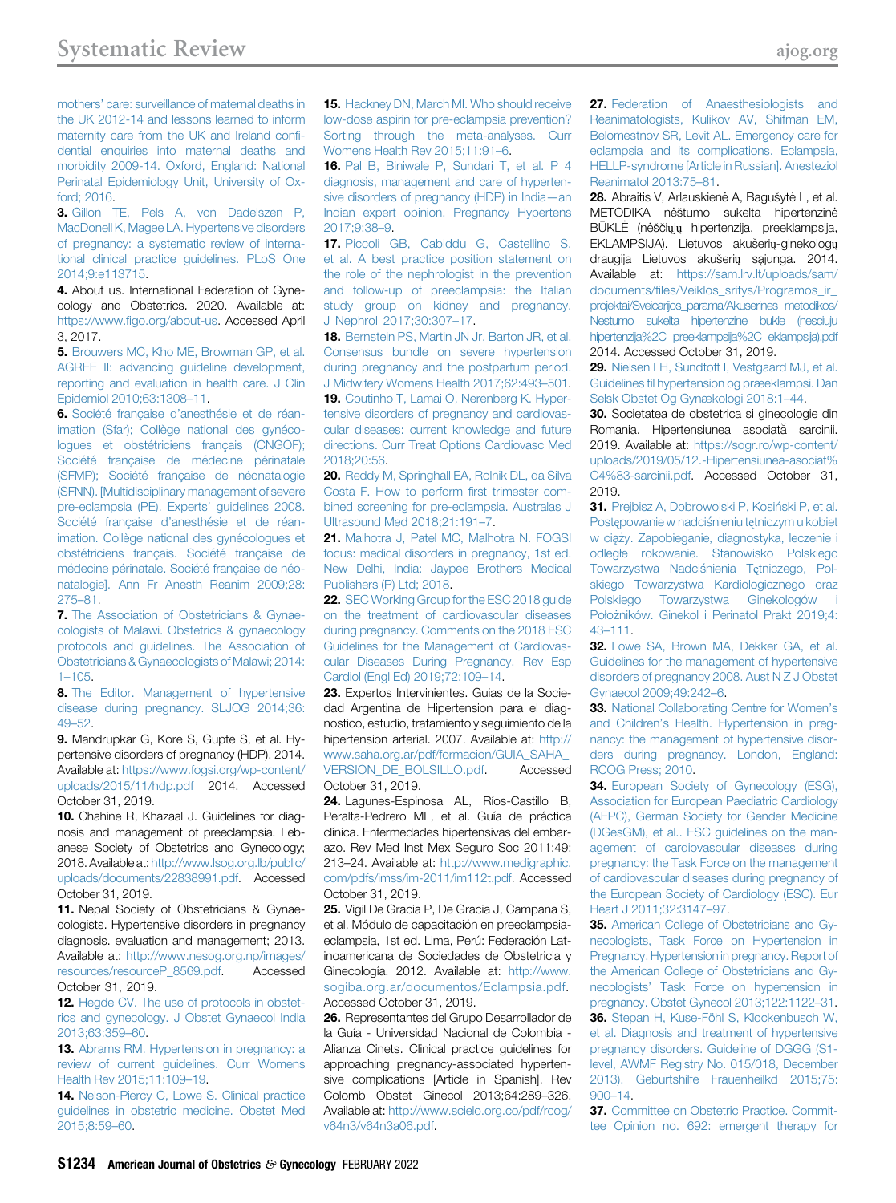mothers' care: surveillance of maternal deaths in the UK 2012-14 and lessons learned to inform maternity care from the UK and Ireland confidential enquiries into maternal deaths and morbidity 2009-14. Oxford, England: National Perinatal Epidemiology Unit, University of Oxford; 2016.

**3.** Gillon TE, Pels A, von Dadelszen P, MacDonell K, Magee LA. Hypertensive disorders of pregnancy: a systematic review of international clinical practice guidelines. PLoS One 2014;9:e113715.

**4.** About us. International Federation of Gynecology and Obstetrics. 2020. Available at: https://www.figo.org/about-us. Accessed April 3, 2017.

**5.** Brouwers MC, Kho ME, Browman GP, et al. AGREE II: advancing guideline development, reporting and evaluation in health care. J Clin Epidemiol 2010;63:1308–11.

**6.** Société française d'anesthésie et de réanimation (Sfar); Collège national des gynécologues et obstétriciens français (CNGOF); Société française de médecine périnatale (SFMP); Société française de néonatalogie (SFNN). [Multidisciplinary management of severe pre-eclampsia (PE). Experts' guidelines 2008. Société française d'anesthésie et de réanimation. Collège national des gynécologues et obstétriciens français. Société française de médecine périnatale. Société française de néonatalogie]. Ann Fr Anesth Reanim 2009;28:275–81.

**7.** The Association of Obstetricians & Gynaecologists of Malawi. Obstetrics & gynaecology protocols and guidelines. The Association of Obstetricians & Gynaecologists of Malawi; 2014:1–105.

**8.** The Editor. Management of hypertensive disease during pregnancy. SLJOG 2014;36:49–52.

**9.** Mandrupkar G, Kore S, Gupte S, et al. Hypertensive disorders of pregnancy (HDP). 2014. Available at: https://www.fogsi.org/wp-content/uploads/2015/11/hdp.pdf 2014. Accessed October 31, 2019.

**10.** Chahine R, Khazaal J. Guidelines for diagnosis and management of preeclampsia. Lebanese Society of Obstetrics and Gynecology; 2018. Available at: http://www.lsog.org.lb/public/uploads/documents/22838991.pdf. Accessed October 31, 2019.

**11.** Nepal Society of Obstetricians & Gynaecologists. Hypertensive disorders in pregnancy diagnosis. evaluation and management; 2013. Available at: http://www.nesog.org.np/images/resources/resourceP_8569.pdf. Accessed October 31, 2019.

**12.** Hegde CV. The use of protocols in obstetrics and gynecology. J Obstet Gynaecol India 2013;63:359–60.

**13.** Abrams RM. Hypertension in pregnancy: a review of current guidelines. Curr Womens Health Rev 2015;11:109–19.

**14.** Nelson-Piercy C, Lowe S. Clinical practice guidelines in obstetric medicine. Obstet Med 2015;8:59–60.

**15.** Hackney DN, March MI. Who should receive low-dose aspirin for pre-eclampsia prevention? Sorting through the meta-analyses. Curr Womens Health Rev 2015;11:91–6.

**16.** Pal B, Biniwale P, Sundari T, et al. P 4 diagnosis, management and care of hypertensive disorders of pregnancy (HDP) in India—an Indian expert opinion. Pregnancy Hypertens 2017;9:38–9.

**17.** Piccoli GB, Cabiddu G, Castellino S, et al. A best practice position statement on the role of the nephrologist in the prevention and follow-up of preeclampsia: the Italian study group on kidney and pregnancy. J Nephrol 2017;30:307–17.

**18.** Bernstein PS, Martin JN Jr, Barton JR, et al. Consensus bundle on severe hypertension during pregnancy and the postpartum period. J Midwifery Womens Health 2017;62:493–501.

**19.** Coutinho T, Lamai O, Nerenberg K. Hypertensive disorders of pregnancy and cardiovascular diseases: current knowledge and future directions. Curr Treat Options Cardiovasc Med 2018;20:56.

**20.** Reddy M, Springhall EA, Rolnik DL, da Silva Costa F. How to perform first trimester combined screening for pre-eclampsia. Australas J Ultrasound Med 2018;21:191–7.

**21.** Malhotra J, Patel MC, Malhotra N. FOGSI focus: medical disorders in pregnancy, 1st ed. New Delhi, India: Jaypee Brothers Medical Publishers (P) Ltd; 2018.

**22.** SEC Working Group for the ESC 2018 guide on the treatment of cardiovascular diseases during pregnancy. Comments on the 2018 ESC Guidelines for the Management of Cardiovascular Diseases During Pregnancy. Rev Esp Cardiol (Engl Ed) 2019;72:109–14.

**23.** Expertos Intervinientes. Guias de la Sociedad Argentina de Hipertension para el diagnostico, estudio, tratamiento y seguimiento de la hipertension arterial. 2007. Available at: http://www.saha.org.ar/pdf/formacion/GUIA_SAHA_VERSION_DE_BOLSILLO.pdf. Accessed October 31, 2019.

**24.** Lagunes-Espinosa AL, Ríos-Castillo B, Peralta-Pedrero ML, et al. Guía de práctica clínica. Enfermedades hipertensivas del embarazo. Rev Med Inst Mex Seguro Soc 2011;49:213–24. Available at: http://www.medigraphic.com/pdfs/imss/im-2011/im112t.pdf. Accessed October 31, 2019.

**25.** Vigil De Gracia P, De Gracia J, Campana S, et al. Módulo de capacitación en preeclampsia-eclampsia, 1st ed. Lima, Perú: Federación Latinoamericana de Sociedades de Obstetricia y Ginecología. 2012. Available at: http://www.sogiba.org.ar/documentos/Eclampsia.pdf. Accessed October 31, 2019.

**26.** Representantes del Grupo Desarrollador de la Guía - Universidad Nacional de Colombia - Alianza Cinets. Clinical practice guidelines for approaching pregnancy-associated hypertensive complications [Article in Spanish]. Rev Colomb Obstet Ginecol 2013;64:289–326. Available at: http://www.scielo.org.co/pdf/rcog/v64n3/v64n3a06.pdf.

**27.** Federation of Anaesthesiologists and Reanimatologists, Kulikov AV, Shifman EM, Belomestnov SR, Levit AL. Emergency care for eclampsia and its complications. Eclampsia, HELLP-syndrome [Article in Russian]. Anesteziol Reanimatol 2013:75–81.

**28.** Abraitis V, Arlauskienė A, Bagušytė L, et al. METODIKA nėštumo sukelta hipertenzinė BŪKLĖ (nėščiųjų hipertenzija, preeklampsija, EKLAMPSIJA). Lietuvos akušerių-ginekologų draugija Lietuvos akušerių sąjunga. 2014. Available at: https://sam.lrv.lt/uploads/sam/documents/files/Veiklos_sritys/Programos_ir_projektai/Sveicarijos_parama/Akuserines metodikos/Nestumo sukelta hipertenzine bukle (nesciuju hipertenzija%2C preeklampsija%2C eklampsija).pdf 2014. Accessed October 31, 2019.

**29.** Nielsen LH, Sundtoft I, Vestgaard MJ, et al. Guidelines til hypertension og præeklampsi. Dan Selsk Obstet Og Gynækologi 2018:1–44.

**30.** Societatea de obstetrica si ginecologie din Romania. Hipertensiunea asociată sarcinii. 2019. Available at: https://sogr.ro/wp-content/uploads/2019/05/12.-Hipertensiunea-asociat%C4%83-sarcinii.pdf. Accessed October 31, 2019.

**31.** Prejbisz A, Dobrowolski P, Kosiński P, et al. Postępowanie w nadciśnieniu tętniczym u kobiet w ciąży. Zapobieganie, diagnostyka, leczenie i odległe rokowanie. Stanowisko Polskiego Towarzystwa Nadciśnienia Tętniczego, Polskiego Towarzystwa Kardiologicznego oraz Polskiego Towarzystwa Ginekologów i Położników. Ginekol i Perinatol Prakt 2019;4:43–111.

**32.** Lowe SA, Brown MA, Dekker GA, et al. Guidelines for the management of hypertensive disorders of pregnancy 2008. Aust N Z J Obstet Gynaecol 2009;49:242–6.

**33.** National Collaborating Centre for Women's and Children's Health. Hypertension in pregnancy: the management of hypertensive disorders during pregnancy. London, England: RCOG Press; 2010.

**34.** European Society of Gynecology (ESG), Association for European Paediatric Cardiology (AEPC), German Society for Gender Medicine (DGesGM), et al. ESC guidelines on the management of cardiovascular diseases during pregnancy: the Task Force on the management of cardiovascular diseases during pregnancy of the European Society of Cardiology (ESC). Eur Heart J 2011;32:3147–97.

**35.** American College of Obstetricians and Gynecologists, Task Force on Hypertension in Pregnancy. Hypertension in pregnancy. Report of the American College of Obstetricians and Gynecologists' Task Force on hypertension in pregnancy. Obstet Gynecol 2013;122:1122–31.

**36.** Stepan H, Kuse-Föhl S, Klockenbusch W, et al. Diagnosis and treatment of hypertensive pregnancy disorders. Guideline of DGGG (S1-level, AWMF Registry No. 015/018, December 2013). Geburtshilfe Frauenheilkd 2015;75:900–14.

**37.** Committee on Obstetric Practice. Committee Opinion no. 692: emergent therapy for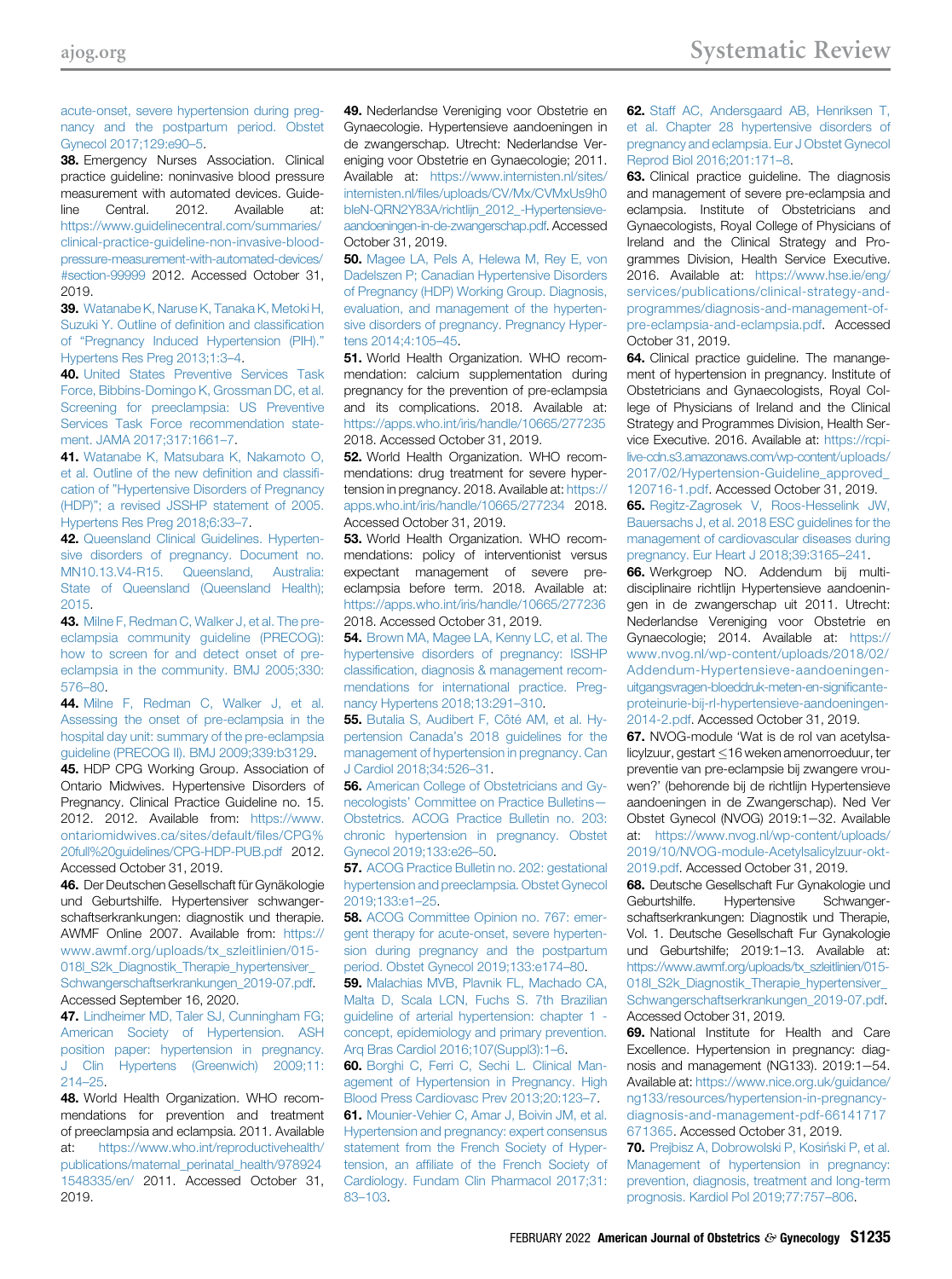acute-onset, severe hypertension during pregnancy and the postpartum period. Obstet Gynecol 2017;129:e90–5.

38. Emergency Nurses Association. Clinical practice guideline: noninvasive blood pressure measurement with automated devices. Guideline Central. 2012. Available at: https://www.guidelinecentral.com/summaries/clinical-practice-guideline-non-invasive-blood-pressure-measurement-with-automated-devices/#section-99999 2012. Accessed October 31, 2019.

39. Watanabe K, Naruse K, Tanaka K, Metoki H, Suzuki Y. Outline of definition and classification of "Pregnancy Induced Hypertension (PIH)." Hypertens Res Preg 2013;1:3–4.

40. United States Preventive Services Task Force, Bibbins-Domingo K, Grossman DC, et al. Screening for preeclampsia: US Preventive Services Task Force recommendation statement. JAMA 2017;317:1661–7.

41. Watanabe K, Matsubara K, Nakamoto O, et al. Outline of the new definition and classification of "Hypertensive Disorders of Pregnancy (HDP)"; a revised JSSHP statement of 2005. Hypertens Res Preg 2018;6:33–7.

42. Queensland Clinical Guidelines. Hypertensive disorders of pregnancy. Document no. MN10.13.V4-R15. Queensland, Australia: State of Queensland (Queensland Health); 2015.

43. Milne F, Redman C, Walker J, et al. The pre-eclampsia community guideline (PRECOG): how to screen for and detect onset of pre-eclampsia in the community. BMJ 2005;330:576–80.

44. Milne F, Redman C, Walker J, et al. Assessing the onset of pre-eclampsia in the hospital day unit: summary of the pre-eclampsia guideline (PRECOG II). BMJ 2009;339:b3129.

45. HDP CPG Working Group. Association of Ontario Midwives. Hypertensive Disorders of Pregnancy. Clinical Practice Guideline no. 15. 2012. Available from: https://www.ontariomidwives.ca/sites/default/files/CPG%20full%20guidelines/CPG-HDP-PUB.pdf 2012. Accessed October 31, 2019.

46. Der Deutschen Gesellschaft für Gynäkologie und Geburtshilfe. Hypertensiver schwangerschaftserkrankungen: diagnostik und therapie. AWMF Online 2007. Available from: https://www.awmf.org/uploads/tx_szleitlinien/015-018l_S2k_Diagnostik_Therapie_hypertensiver_Schwangerschaftserkrankungen_2019-07.pdf. Accessed September 16, 2020.

47. Lindheimer MD, Taler SJ, Cunningham FG; American Society of Hypertension. ASH position paper: hypertension in pregnancy. J Clin Hypertens (Greenwich) 2009;11:214–25.

48. World Health Organization. WHO recommendations for prevention and treatment of preeclampsia and eclampsia. 2011. Available at: https://www.who.int/reproductivehealth/publications/maternal_perinatal_health/9789241548335/en/ 2011. Accessed October 31, 2019.

49. Nederlandse Vereniging voor Obstetrie en Gynaecologie. Hypertensieve aandoeningen in de zwangerschap. Utrecht: Nederlandse Vereniging voor Obstetrie en Gynaecologie; 2011. Available at: https://www.internisten.nl/sites/internisten.nl/files/uploads/CV/Mx/CVMxUs9h0bleN-QRN2Y83A/richtlijn_2012_-Hypertensieve-aandoeningen-in-de-zwangerschap.pdf. Accessed October 31, 2019.

50. Magee LA, Pels A, Helewa M, Rey E, von Dadelszen P; Canadian Hypertensive Disorders of Pregnancy (HDP) Working Group. Diagnosis, evaluation, and management of the hypertensive disorders of pregnancy. Pregnancy Hypertens 2014;4:105–45.

51. World Health Organization. WHO recommendation: calcium supplementation during pregnancy for the prevention of pre-eclampsia and its complications. 2018. Available at: https://apps.who.int/iris/handle/10665/277235 2018. Accessed October 31, 2019.

52. World Health Organization. WHO recommendations: drug treatment for severe hypertension in pregnancy. 2018. Available at: https://apps.who.int/iris/handle/10665/277234 2018. Accessed October 31, 2019.

53. World Health Organization. WHO recommendations: policy of interventionist versus expectant management of severe pre-eclampsia before term. 2018. Available at: https://apps.who.int/iris/handle/10665/277236 2018. Accessed October 31, 2019.

54. Brown MA, Magee LA, Kenny LC, et al. The hypertensive disorders of pregnancy: ISSHP classification, diagnosis & management recommendations for international practice. Pregnancy Hypertens 2018;13:291–310.

55. Butalia S, Audibert F, Côté AM, et al. Hypertension Canada's 2018 guidelines for the management of hypertension in pregnancy. Can J Cardiol 2018;34:526–31.

56. American College of Obstetricians and Gynecologists' Committee on Practice Bulletins—Obstetrics. ACOG Practice Bulletin no. 203: chronic hypertension in pregnancy. Obstet Gynecol 2019;133:e26–50.

57. ACOG Practice Bulletin no. 202: gestational hypertension and preeclampsia. Obstet Gynecol 2019;133:e1–25.

58. ACOG Committee Opinion no. 767: emergent therapy for acute-onset, severe hypertension during pregnancy and the postpartum period. Obstet Gynecol 2019;133:e174–80.

59. Malachias MVB, Plavnik FL, Machado CA, Malta D, Scala LCN, Fuchs S. 7th Brazilian guideline of arterial hypertension: chapter 1 - concept, epidemiology and primary prevention. Arq Bras Cardiol 2016;107(Suppl3):1–6.

60. Borghi C, Ferri C, Sechi L. Clinical Management of Hypertension in Pregnancy. High Blood Press Cardiovasc Prev 2013;20:123–7.

61. Mounier-Vehier C, Amar J, Boivin JM, et al. Hypertension and pregnancy: expert consensus statement from the French Society of Hypertension, an affiliate of the French Society of Cardiology. Fundam Clin Pharmacol 2017;31:83–103.

62. Staff AC, Andersgaard AB, Henriksen T, et al. Chapter 28 hypertensive disorders of pregnancy and eclampsia. Eur J Obstet Gynecol Reprod Biol 2016;201:171–8.

63. Clinical practice guideline. The diagnosis and management of severe pre-eclampsia and eclampsia. Institute of Obstetricians and Gynaecologists, Royal College of Physicians of Ireland and the Clinical Strategy and Programmes Division, Health Service Executive. 2016. Available at: https://www.hse.ie/eng/services/publications/clinical-strategy-and-programmes/diagnosis-and-management-of-pre-eclampsia-and-eclampsia.pdf. Accessed October 31, 2019.

64. Clinical practice guideline. The manangement of hypertension in pregnancy. Institute of Obstetricians and Gynaecologists, Royal College of Physicians of Ireland and the Clinical Strategy and Programmes Division, Health Service Executive. 2016. Available at: https://rcpi-live-cdn.s3.amazonaws.com/wp-content/uploads/2017/02/Hypertension-Guideline_approved_120716-1.pdf. Accessed October 31, 2019.

65. Regitz-Zagrosek V, Roos-Hesselink JW, Bauersachs J, et al. 2018 ESC guidelines for the management of cardiovascular diseases during pregnancy. Eur Heart J 2018;39:3165–241.

66. Werkgroep NO. Addendum bij multidisciplinaire richtlijn Hypertensieve aandoeningen in de zwangerschap uit 2011. Utrecht: Nederlandse Vereniging voor Obstetrie en Gynaecologie; 2014. Available at: https://www.nvog.nl/wp-content/uploads/2018/02/Addendum-Hypertensieve-aandoeningen-uitgangsvragen-bloeddruk-meten-en-significante-proteinurie-bij-rl-hypertensieve-aandoeningen-2014-2.pdf. Accessed October 31, 2019.

67. NVOG-module 'Wat is de rol van acetylsalicylzuur, gestart ≤16 weken amenorroeduur, ter preventie van pre-eclampsie bij zwangere vrouwen?' (behorende bij de richtlijn Hypertensieve aandoeningen in de Zwangerschap). Ned Ver Obstet Gynecol (NVOG) 2019:1–32. Available at: https://www.nvog.nl/wp-content/uploads/2019/10/NVOG-module-Acetylsalicylzuur-okt-2019.pdf. Accessed October 31, 2019.

68. Deutsche Gesellschaft Fur Gynakologie und Geburtshilfe. Hypertensive Schwangerschaftserkrankungen: Diagnostik und Therapie, Vol. 1. Deutsche Gesellschaft Fur Gynakologie und Geburtshilfe; 2019:1–13. Available at: https://www.awmf.org/uploads/tx_szleitlinien/015-018l_S2k_Diagnostik_Therapie_hypertensiver_Schwangerschaftserkrankungen_2019-07.pdf. Accessed October 31, 2019.

69. National Institute for Health and Care Excellence. Hypertension in pregnancy: diagnosis and management (NG133). 2019:1–54. Available at: https://www.nice.org.uk/guidance/ng133/resources/hypertension-in-pregnancy-diagnosis-and-management-pdf-66141717671365. Accessed October 31, 2019.

70. Prejbisz A, Dobrowolski P, Kosiński P, et al. Management of hypertension in pregnancy: prevention, diagnosis, treatment and long-term prognosis. Kardiol Pol 2019;77:757–806.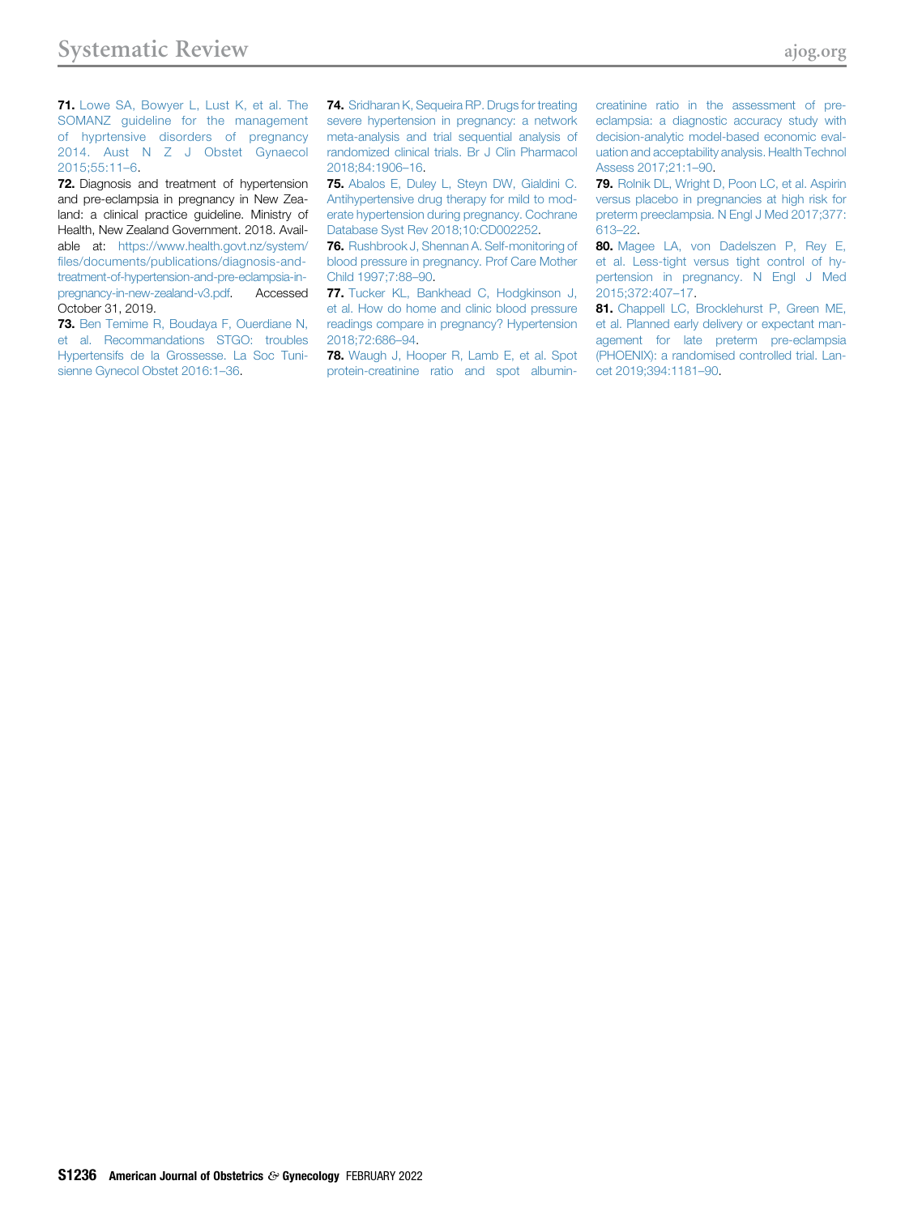71. Lowe SA, Bowyer L, Lust K, et al. The SOMANZ guideline for the management of hyprtensive disorders of pregnancy 2014. Aust N Z J Obstet Gynaecol 2015;55:11–6.

72. Diagnosis and treatment of hypertension and pre-eclampsia in pregnancy in New Zealand: a clinical practice guideline. Ministry of Health, New Zealand Government. 2018. Available at: https://www.health.govt.nz/system/files/documents/publications/diagnosis-and-treatment-of-hypertension-and-pre-eclampsia-in-pregnancy-in-new-zealand-v3.pdf. Accessed October 31, 2019.

73. Ben Temime R, Boudaya F, Ouerdiane N, et al. Recommandations STGO: troubles Hypertensifs de la Grossesse. La Soc Tunisienne Gynecol Obstet 2016:1–36.

74. Sridharan K, Sequeira RP. Drugs for treating severe hypertension in pregnancy: a network meta-analysis and trial sequential analysis of randomized clinical trials. Br J Clin Pharmacol 2018;84:1906–16.

75. Abalos E, Duley L, Steyn DW, Gialdini C. Antihypertensive drug therapy for mild to moderate hypertension during pregnancy. Cochrane Database Syst Rev 2018;10:CD002252.

76. Rushbrook J, Shennan A. Self-monitoring of blood pressure in pregnancy. Prof Care Mother Child 1997;7:88–90.

77. Tucker KL, Bankhead C, Hodgkinson J, et al. How do home and clinic blood pressure readings compare in pregnancy? Hypertension 2018;72:686–94.

78. Waugh J, Hooper R, Lamb E, et al. Spot protein-creatinine ratio and spot albumin-creatinine ratio in the assessment of pre-eclampsia: a diagnostic accuracy study with decision-analytic model-based economic evaluation and acceptability analysis. Health Technol Assess 2017;21:1–90.

79. Rolnik DL, Wright D, Poon LC, et al. Aspirin versus placebo in pregnancies at high risk for preterm preeclampsia. N Engl J Med 2017;377:613–22.

80. Magee LA, von Dadelszen P, Rey E, et al. Less-tight versus tight control of hypertension in pregnancy. N Engl J Med 2015;372:407–17.

81. Chappell LC, Brocklehurst P, Green ME, et al. Planned early delivery or expectant management for late preterm pre-eclampsia (PHOENIX): a randomised controlled trial. Lancet 2019;394:1181–90.